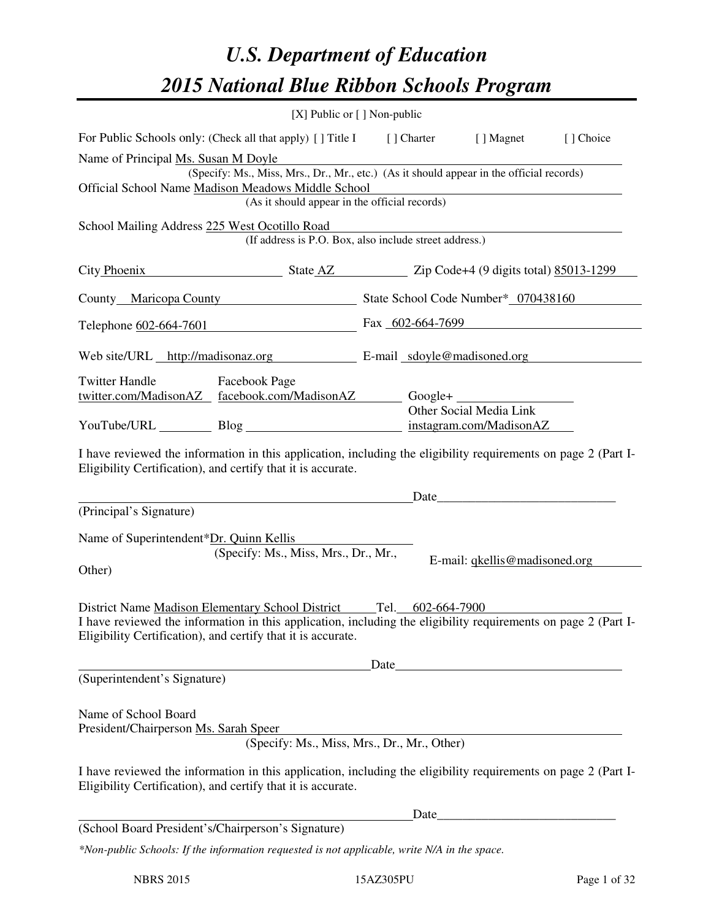# *U.S. Department of Education*

# *2015 National Blue Ribbon Schools Program*

[X] Public or [ ] Non-public

For Public Schools only: (Check all that apply) [ ] Title I [ ] Charter [ ] Magnet [ ] Choice

Name of Principal Ms. Susan M Doyle

(Specify: Ms., Miss, Mrs., Dr., Mr., etc.) (As it should appear in the official records)

Official School Name Madison Meadows Middle School

(As it should appear in the official records)

School Mailing Address 225 West Ocotillo Road

(If address is P.O. Box, also include street address.)

City Phoenix State AZ Zip Code+4 (9 digits total) 85013-1299

County Maricopa County State School Code Number* 070438160

Telephone 602-664-7601 Fax 602-664-7699

Web site/URL http://madisonaz.org E-mail sdoyle@madisoned.org

Twitter Handle twitter.com/MadisonAZ Facebook Page facebook.com/MadisonAZ Google+

YouTube/URL Blog Other Social Media Link instagram.com/MadisonAZ

I have reviewed the information in this application, including the eligibility requirements on page 2 (Part I-Eligibility Certification), and certify that it is accurate.

_______________________________ Date_______________

(Principal's Signature)

Name of Superintendent*Dr. Quinn Kellis

(Specify: Ms., Miss, Mrs., Dr., Mr., Other)

E-mail: qkellis@madisoned.org

District Name Madison Elementary School District Tel. 602-664-7900

I have reviewed the information in this application, including the eligibility requirements on page 2 (Part I-Eligibility Certification), and certify that it is accurate.

_______________________________ Date_______________

(Superintendent's Signature)

Name of School Board President/Chairperson Ms. Sarah Speer

(Specify: Ms., Miss, Mrs., Dr., Mr., Other)

I have reviewed the information in this application, including the eligibility requirements on page 2 (Part I-Eligibility Certification), and certify that it is accurate.

_______________________________ Date_______________

(School Board President's/Chairperson's Signature)

*\*Non-public Schools: If the information requested is not applicable, write N/A in the space.*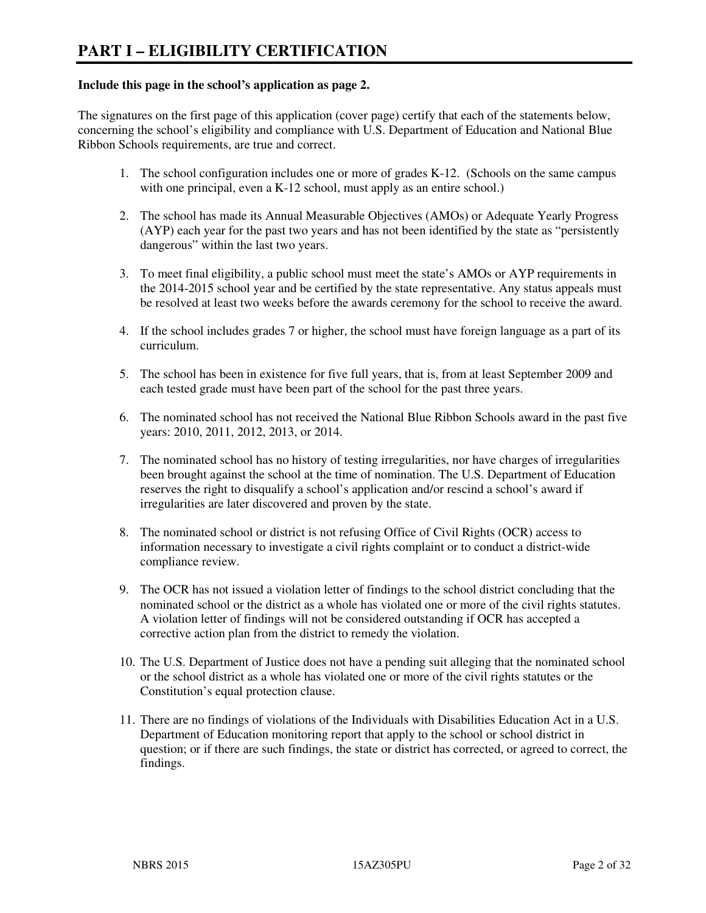# PART I – ELIGIBILITY CERTIFICATION

**Include this page in the school's application as page 2.**

The signatures on the first page of this application (cover page) certify that each of the statements below, concerning the school's eligibility and compliance with U.S. Department of Education and National Blue Ribbon Schools requirements, are true and correct.

1. The school configuration includes one or more of grades K-12. (Schools on the same campus with one principal, even a K-12 school, must apply as an entire school.)

2. The school has made its Annual Measurable Objectives (AMOs) or Adequate Yearly Progress (AYP) each year for the past two years and has not been identified by the state as "persistently dangerous" within the last two years.

3. To meet final eligibility, a public school must meet the state's AMOs or AYP requirements in the 2014-2015 school year and be certified by the state representative. Any status appeals must be resolved at least two weeks before the awards ceremony for the school to receive the award.

4. If the school includes grades 7 or higher, the school must have foreign language as a part of its curriculum.

5. The school has been in existence for five full years, that is, from at least September 2009 and each tested grade must have been part of the school for the past three years.

6. The nominated school has not received the National Blue Ribbon Schools award in the past five years: 2010, 2011, 2012, 2013, or 2014.

7. The nominated school has no history of testing irregularities, nor have charges of irregularities been brought against the school at the time of nomination. The U.S. Department of Education reserves the right to disqualify a school's application and/or rescind a school's award if irregularities are later discovered and proven by the state.

8. The nominated school or district is not refusing Office of Civil Rights (OCR) access to information necessary to investigate a civil rights complaint or to conduct a district-wide compliance review.

9. The OCR has not issued a violation letter of findings to the school district concluding that the nominated school or the district as a whole has violated one or more of the civil rights statutes. A violation letter of findings will not be considered outstanding if OCR has accepted a corrective action plan from the district to remedy the violation.

10. The U.S. Department of Justice does not have a pending suit alleging that the nominated school or the school district as a whole has violated one or more of the civil rights statutes or the Constitution's equal protection clause.

11. There are no findings of violations of the Individuals with Disabilities Education Act in a U.S. Department of Education monitoring report that apply to the school or school district in question; or if there are such findings, the state or district has corrected, or agreed to correct, the findings.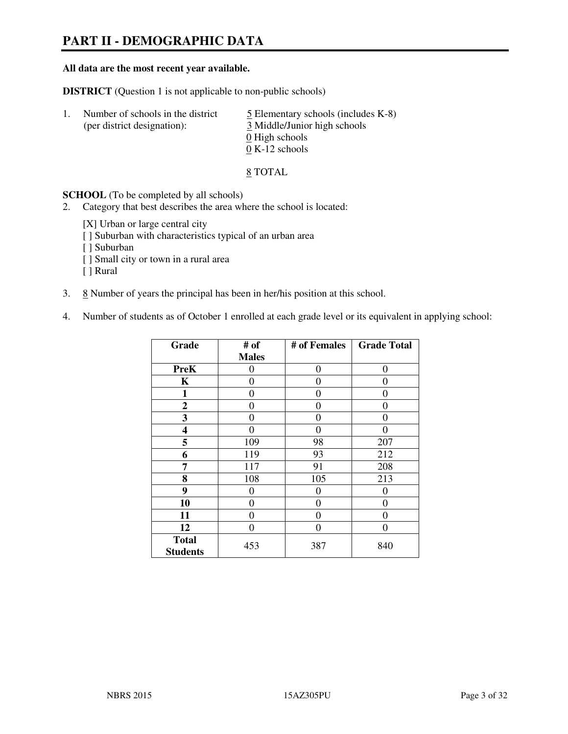# PART II - DEMOGRAPHIC DATA

**All data are the most recent year available.**

**DISTRICT** (Question 1 is not applicable to non-public schools)

1. Number of schools in the district (per district designation):
   - 5 Elementary schools (includes K-8)
   - 3 Middle/Junior high schools
   - 0 High schools
   - 0 K-12 schools

   8 TOTAL

**SCHOOL** (To be completed by all schools)

2. Category that best describes the area where the school is located:

   [X] Urban or large central city
   [ ] Suburban with characteristics typical of an urban area
   [ ] Suburban
   [ ] Small city or town in a rural area
   [ ] Rural

3. 8 Number of years the principal has been in her/his position at this school.

4. Number of students as of October 1 enrolled at each grade level or its equivalent in applying school:

| Grade | # of Males | # of Females | Grade Total |
|---|---|---|---|
| **PreK** | 0 | 0 | 0 |
| **K** | 0 | 0 | 0 |
| **1** | 0 | 0 | 0 |
| **2** | 0 | 0 | 0 |
| **3** | 0 | 0 | 0 |
| **4** | 0 | 0 | 0 |
| **5** | 109 | 98 | 207 |
| **6** | 119 | 93 | 212 |
| **7** | 117 | 91 | 208 |
| **8** | 108 | 105 | 213 |
| **9** | 0 | 0 | 0 |
| **10** | 0 | 0 | 0 |
| **11** | 0 | 0 | 0 |
| **12** | 0 | 0 | 0 |
| **Total Students** | 453 | 387 | 840 |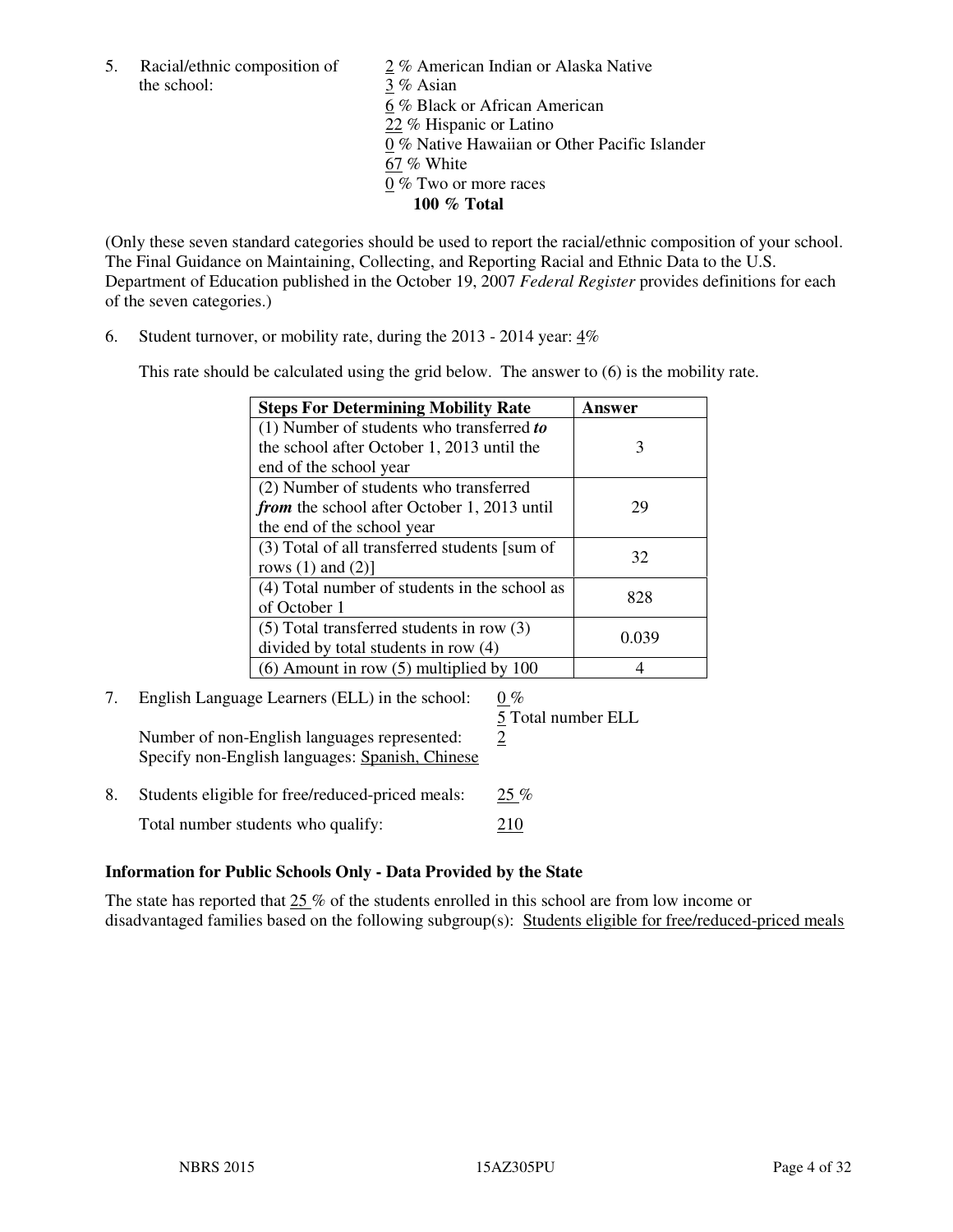5. Racial/ethnic composition of the school:
   - 2 % American Indian or Alaska Native
   - 3 % Asian
   - 6 % Black or African American
   - 22 % Hispanic or Latino
   - 0 % Native Hawaiian or Other Pacific Islander
   - 67 % White
   - 0 % Two or more races
   - **100 % Total**

(Only these seven standard categories should be used to report the racial/ethnic composition of your school. The Final Guidance on Maintaining, Collecting, and Reporting Racial and Ethnic Data to the U.S. Department of Education published in the October 19, 2007 *Federal Register* provides definitions for each of the seven categories.)

6. Student turnover, or mobility rate, during the 2013 - 2014 year: 4%

   This rate should be calculated using the grid below. The answer to (6) is the mobility rate.

| **Steps For Determining Mobility Rate** | **Answer** |
|---|---|
| (1) Number of students who transferred ***to*** the school after October 1, 2013 until the end of the school year | 3 |
| (2) Number of students who transferred ***from*** the school after October 1, 2013 until the end of the school year | 29 |
| (3) Total of all transferred students [sum of rows (1) and (2)] | 32 |
| (4) Total number of students in the school as of October 1 | 828 |
| (5) Total transferred students in row (3) divided by total students in row (4) | 0.039 |
| (6) Amount in row (5) multiplied by 100 | 4 |

7. English Language Learners (ELL) in the school: 0 %

   5 Total number ELL

   Number of non-English languages represented: 2

   Specify non-English languages: Spanish, Chinese

8. Students eligible for free/reduced-priced meals: 25 %

   Total number students who qualify: 210

### Information for Public Schools Only - Data Provided by the State

The state has reported that 25 % of the students enrolled in this school are from low income or disadvantaged families based on the following subgroup(s): Students eligible for free/reduced-priced meals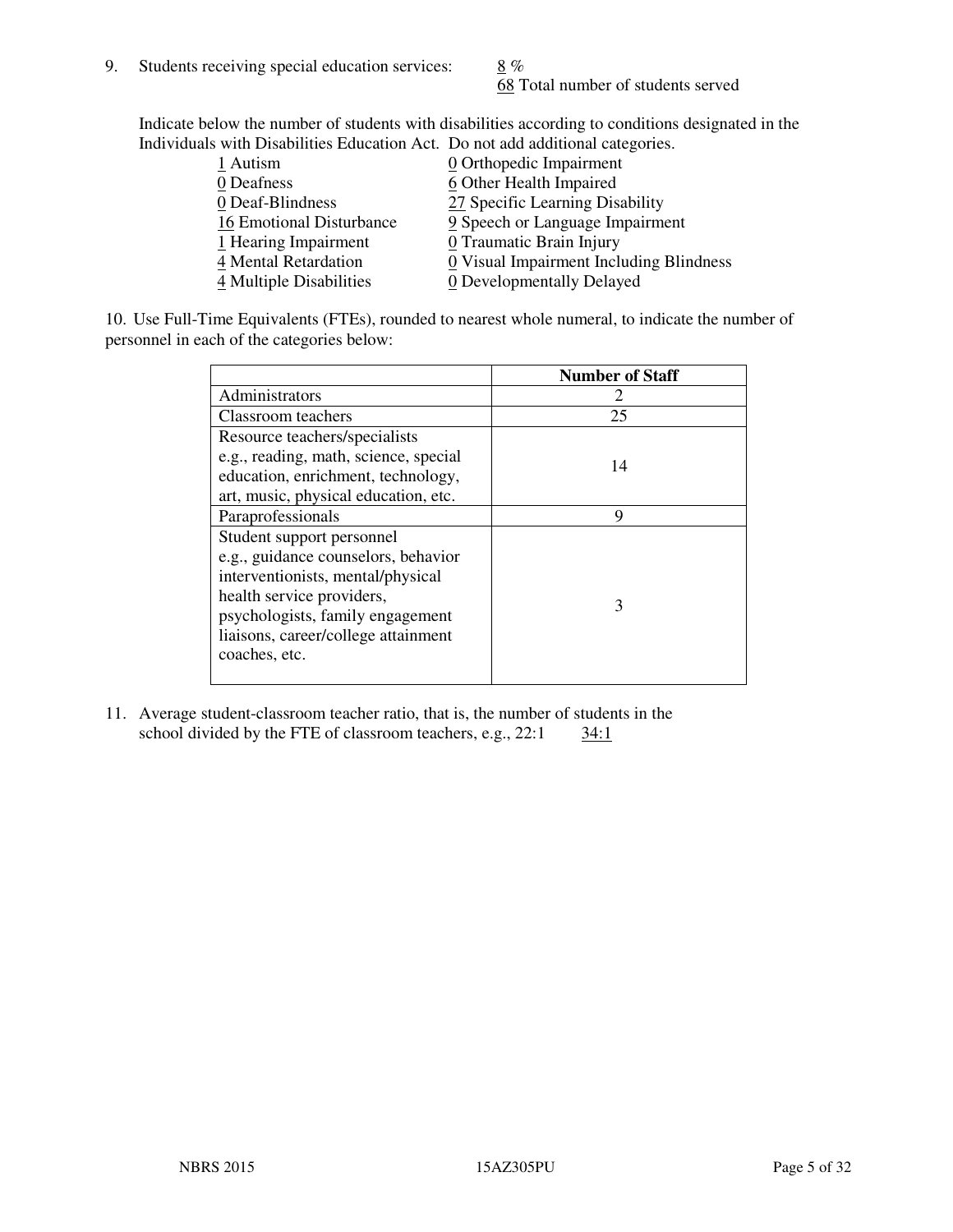9. Students receiving special education services: 8 %
   68 Total number of students served

Indicate below the number of students with disabilities according to conditions designated in the Individuals with Disabilities Education Act. Do not add additional categories.

| | |
|---|---|
| 1 Autism | 0 Orthopedic Impairment |
| 0 Deafness | 6 Other Health Impaired |
| 0 Deaf-Blindness | 27 Specific Learning Disability |
| 16 Emotional Disturbance | 9 Speech or Language Impairment |
| 1 Hearing Impairment | 0 Traumatic Brain Injury |
| 4 Mental Retardation | 0 Visual Impairment Including Blindness |
| 4 Multiple Disabilities | 0 Developmentally Delayed |

10. Use Full-Time Equivalents (FTEs), rounded to nearest whole numeral, to indicate the number of personnel in each of the categories below:

| | Number of Staff |
|---|---|
| Administrators | 2 |
| Classroom teachers | 25 |
| Resource teachers/specialists e.g., reading, math, science, special education, enrichment, technology, art, music, physical education, etc. | 14 |
| Paraprofessionals | 9 |
| Student support personnel e.g., guidance counselors, behavior interventionists, mental/physical health service providers, psychologists, family engagement liaisons, career/college attainment coaches, etc. | 3 |

11. Average student-classroom teacher ratio, that is, the number of students in the school divided by the FTE of classroom teachers, e.g., 22:1 34:1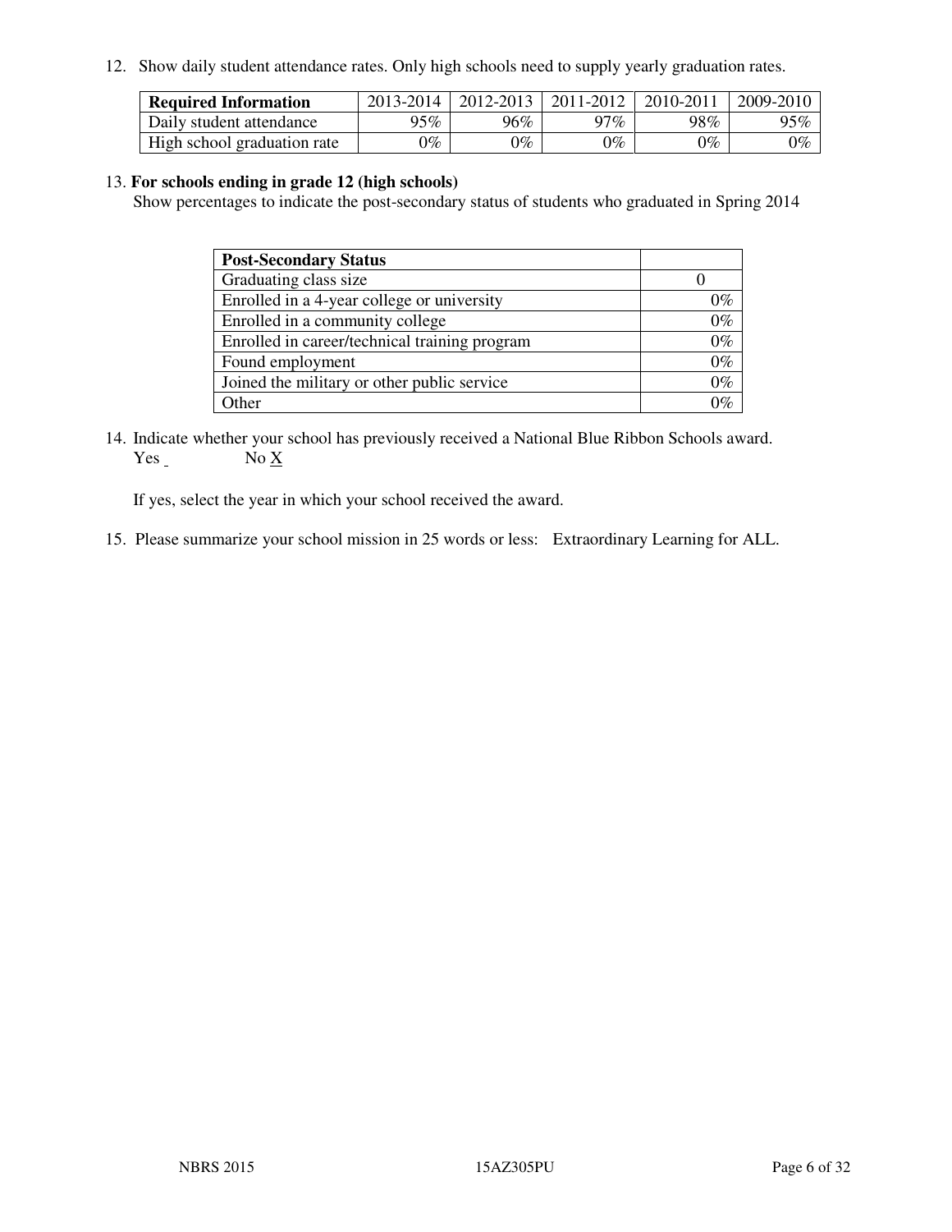12. Show daily student attendance rates. Only high schools need to supply yearly graduation rates.

| **Required Information** | 2013-2014 | 2012-2013 | 2011-2012 | 2010-2011 | 2009-2010 |
| --- | --- | --- | --- | --- | --- |
| Daily student attendance | 95% | 96% | 97% | 98% | 95% |
| High school graduation rate | 0% | 0% | 0% | 0% | 0% |

13. **For schools ending in grade 12 (high schools)**

Show percentages to indicate the post-secondary status of students who graduated in Spring 2014

| **Post-Secondary Status** | |
| --- | --- |
| Graduating class size | 0 |
| Enrolled in a 4-year college or university | 0% |
| Enrolled in a community college | 0% |
| Enrolled in career/technical training program | 0% |
| Found employment | 0% |
| Joined the military or other public service | 0% |
| Other | 0% |

14. Indicate whether your school has previously received a National Blue Ribbon Schools award.
Yes \_ No X

If yes, select the year in which your school received the award.

15. Please summarize your school mission in 25 words or less: Extraordinary Learning for ALL.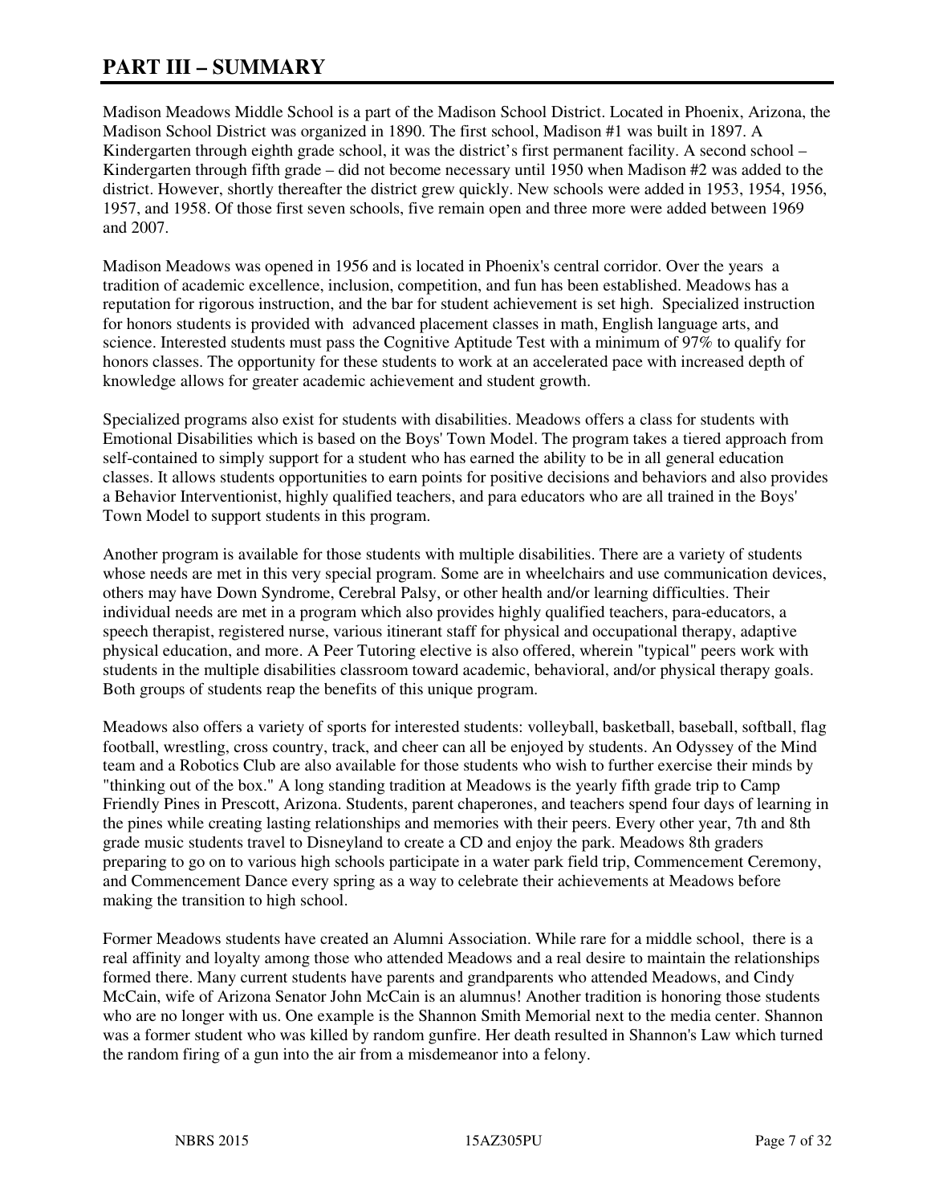# PART III – SUMMARY

Madison Meadows Middle School is a part of the Madison School District. Located in Phoenix, Arizona, the Madison School District was organized in 1890. The first school, Madison #1 was built in 1897. A Kindergarten through eighth grade school, it was the district's first permanent facility. A second school – Kindergarten through fifth grade – did not become necessary until 1950 when Madison #2 was added to the district. However, shortly thereafter the district grew quickly. New schools were added in 1953, 1954, 1956, 1957, and 1958. Of those first seven schools, five remain open and three more were added between 1969 and 2007.

Madison Meadows was opened in 1956 and is located in Phoenix's central corridor. Over the years a tradition of academic excellence, inclusion, competition, and fun has been established. Meadows has a reputation for rigorous instruction, and the bar for student achievement is set high. Specialized instruction for honors students is provided with advanced placement classes in math, English language arts, and science. Interested students must pass the Cognitive Aptitude Test with a minimum of 97% to qualify for honors classes. The opportunity for these students to work at an accelerated pace with increased depth of knowledge allows for greater academic achievement and student growth.

Specialized programs also exist for students with disabilities. Meadows offers a class for students with Emotional Disabilities which is based on the Boys' Town Model. The program takes a tiered approach from self-contained to simply support for a student who has earned the ability to be in all general education classes. It allows students opportunities to earn points for positive decisions and behaviors and also provides a Behavior Interventionist, highly qualified teachers, and para educators who are all trained in the Boys' Town Model to support students in this program.

Another program is available for those students with multiple disabilities. There are a variety of students whose needs are met in this very special program. Some are in wheelchairs and use communication devices, others may have Down Syndrome, Cerebral Palsy, or other health and/or learning difficulties. Their individual needs are met in a program which also provides highly qualified teachers, para-educators, a speech therapist, registered nurse, various itinerant staff for physical and occupational therapy, adaptive physical education, and more. A Peer Tutoring elective is also offered, wherein "typical" peers work with students in the multiple disabilities classroom toward academic, behavioral, and/or physical therapy goals. Both groups of students reap the benefits of this unique program.

Meadows also offers a variety of sports for interested students: volleyball, basketball, baseball, softball, flag football, wrestling, cross country, track, and cheer can all be enjoyed by students. An Odyssey of the Mind team and a Robotics Club are also available for those students who wish to further exercise their minds by "thinking out of the box." A long standing tradition at Meadows is the yearly fifth grade trip to Camp Friendly Pines in Prescott, Arizona. Students, parent chaperones, and teachers spend four days of learning in the pines while creating lasting relationships and memories with their peers. Every other year, 7th and 8th grade music students travel to Disneyland to create a CD and enjoy the park. Meadows 8th graders preparing to go on to various high schools participate in a water park field trip, Commencement Ceremony, and Commencement Dance every spring as a way to celebrate their achievements at Meadows before making the transition to high school.

Former Meadows students have created an Alumni Association. While rare for a middle school, there is a real affinity and loyalty among those who attended Meadows and a real desire to maintain the relationships formed there. Many current students have parents and grandparents who attended Meadows, and Cindy McCain, wife of Arizona Senator John McCain is an alumnus! Another tradition is honoring those students who are no longer with us. One example is the Shannon Smith Memorial next to the media center. Shannon was a former student who was killed by random gunfire. Her death resulted in Shannon's Law which turned the random firing of a gun into the air from a misdemeanor into a felony.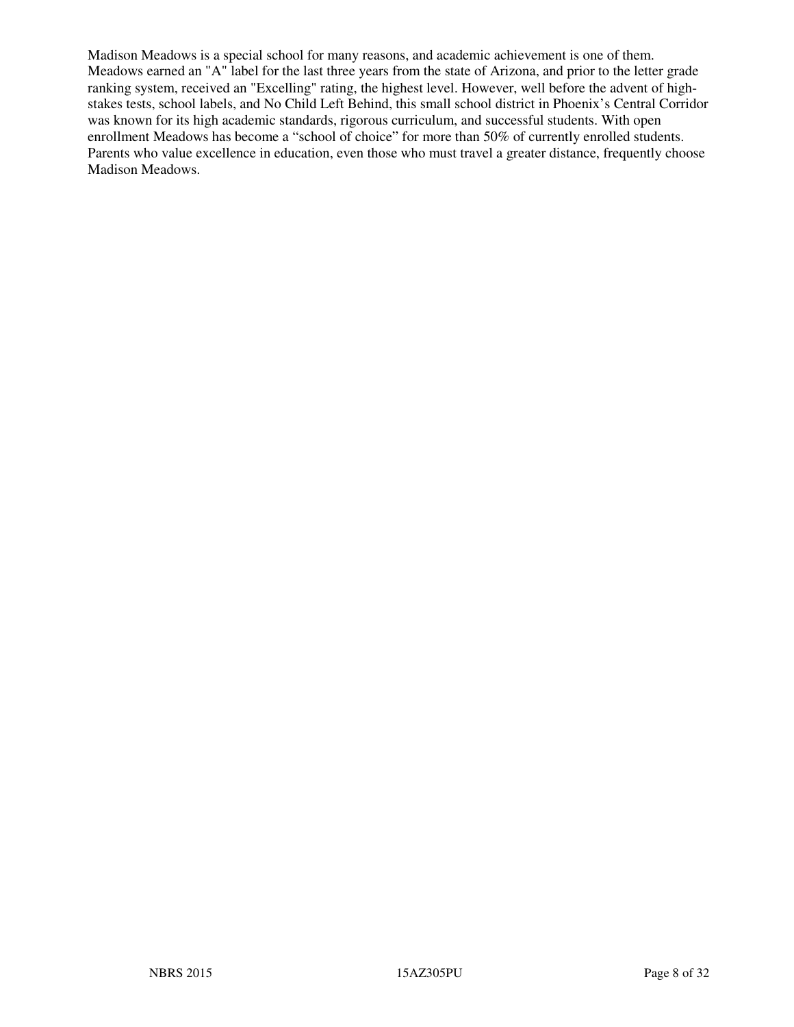Madison Meadows is a special school for many reasons, and academic achievement is one of them. Meadows earned an "A" label for the last three years from the state of Arizona, and prior to the letter grade ranking system, received an "Excelling" rating, the highest level. However, well before the advent of high-stakes tests, school labels, and No Child Left Behind, this small school district in Phoenix's Central Corridor was known for its high academic standards, rigorous curriculum, and successful students. With open enrollment Meadows has become a "school of choice" for more than 50% of currently enrolled students. Parents who value excellence in education, even those who must travel a greater distance, frequently choose Madison Meadows.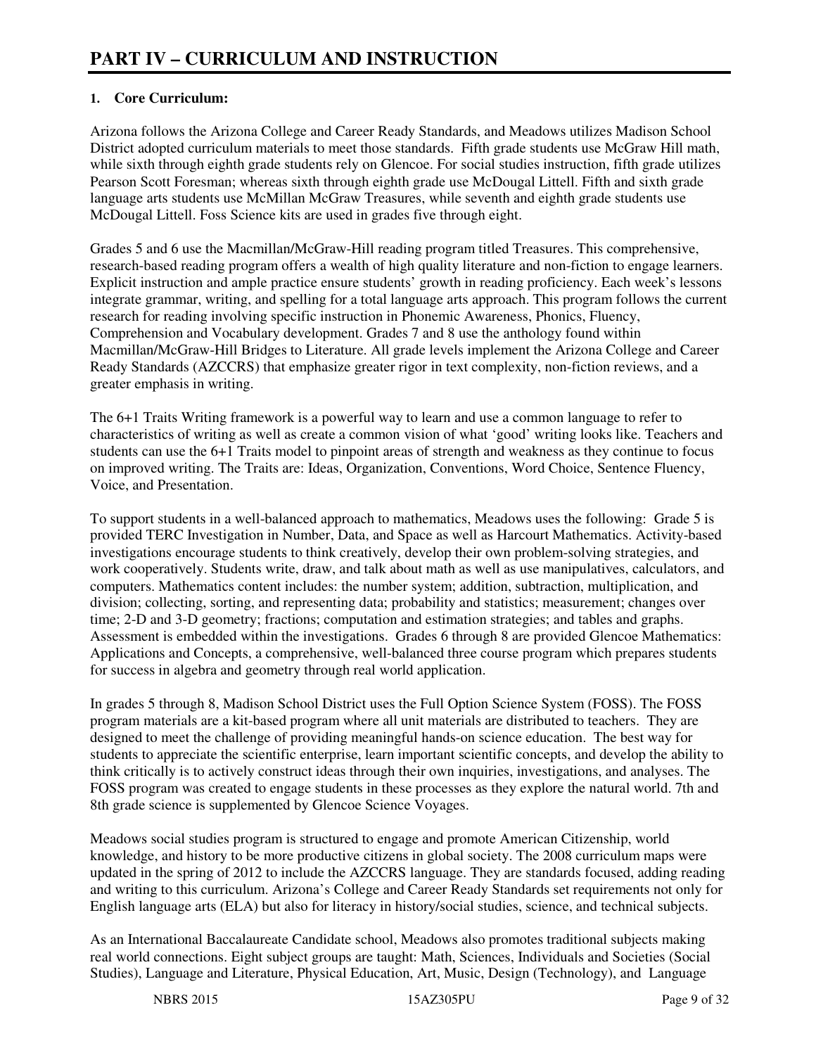# PART IV – CURRICULUM AND INSTRUCTION

**1. Core Curriculum:**

Arizona follows the Arizona College and Career Ready Standards, and Meadows utilizes Madison School District adopted curriculum materials to meet those standards. Fifth grade students use McGraw Hill math, while sixth through eighth grade students rely on Glencoe. For social studies instruction, fifth grade utilizes Pearson Scott Foresman; whereas sixth through eighth grade use McDougal Littell. Fifth and sixth grade language arts students use McMillan McGraw Treasures, while seventh and eighth grade students use McDougal Littell. Foss Science kits are used in grades five through eight.

Grades 5 and 6 use the Macmillan/McGraw-Hill reading program titled Treasures. This comprehensive, research-based reading program offers a wealth of high quality literature and non-fiction to engage learners. Explicit instruction and ample practice ensure students' growth in reading proficiency. Each week's lessons integrate grammar, writing, and spelling for a total language arts approach. This program follows the current research for reading involving specific instruction in Phonemic Awareness, Phonics, Fluency, Comprehension and Vocabulary development. Grades 7 and 8 use the anthology found within Macmillan/McGraw-Hill Bridges to Literature. All grade levels implement the Arizona College and Career Ready Standards (AZCCRS) that emphasize greater rigor in text complexity, non-fiction reviews, and a greater emphasis in writing.

The 6+1 Traits Writing framework is a powerful way to learn and use a common language to refer to characteristics of writing as well as create a common vision of what 'good' writing looks like. Teachers and students can use the 6+1 Traits model to pinpoint areas of strength and weakness as they continue to focus on improved writing. The Traits are: Ideas, Organization, Conventions, Word Choice, Sentence Fluency, Voice, and Presentation.

To support students in a well-balanced approach to mathematics, Meadows uses the following: Grade 5 is provided TERC Investigation in Number, Data, and Space as well as Harcourt Mathematics. Activity-based investigations encourage students to think creatively, develop their own problem-solving strategies, and work cooperatively. Students write, draw, and talk about math as well as use manipulatives, calculators, and computers. Mathematics content includes: the number system; addition, subtraction, multiplication, and division; collecting, sorting, and representing data; probability and statistics; measurement; changes over time; 2-D and 3-D geometry; fractions; computation and estimation strategies; and tables and graphs. Assessment is embedded within the investigations. Grades 6 through 8 are provided Glencoe Mathematics: Applications and Concepts, a comprehensive, well-balanced three course program which prepares students for success in algebra and geometry through real world application.

In grades 5 through 8, Madison School District uses the Full Option Science System (FOSS). The FOSS program materials are a kit-based program where all unit materials are distributed to teachers. They are designed to meet the challenge of providing meaningful hands-on science education. The best way for students to appreciate the scientific enterprise, learn important scientific concepts, and develop the ability to think critically is to actively construct ideas through their own inquiries, investigations, and analyses. The FOSS program was created to engage students in these processes as they explore the natural world. 7th and 8th grade science is supplemented by Glencoe Science Voyages.

Meadows social studies program is structured to engage and promote American Citizenship, world knowledge, and history to be more productive citizens in global society. The 2008 curriculum maps were updated in the spring of 2012 to include the AZCCRS language. They are standards focused, adding reading and writing to this curriculum. Arizona's College and Career Ready Standards set requirements not only for English language arts (ELA) but also for literacy in history/social studies, science, and technical subjects.

As an International Baccalaureate Candidate school, Meadows also promotes traditional subjects making real world connections. Eight subject groups are taught: Math, Sciences, Individuals and Societies (Social Studies), Language and Literature, Physical Education, Art, Music, Design (Technology), and Language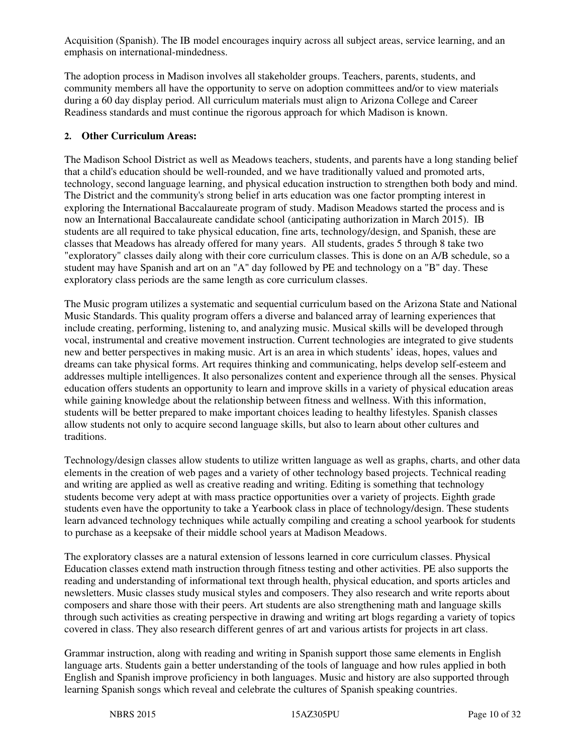Acquisition (Spanish). The IB model encourages inquiry across all subject areas, service learning, and an emphasis on international-mindedness.

The adoption process in Madison involves all stakeholder groups. Teachers, parents, students, and community members all have the opportunity to serve on adoption committees and/or to view materials during a 60 day display period. All curriculum materials must align to Arizona College and Career Readiness standards and must continue the rigorous approach for which Madison is known.

**2. Other Curriculum Areas:**

The Madison School District as well as Meadows teachers, students, and parents have a long standing belief that a child's education should be well-rounded, and we have traditionally valued and promoted arts, technology, second language learning, and physical education instruction to strengthen both body and mind. The District and the community's strong belief in arts education was one factor prompting interest in exploring the International Baccalaureate program of study. Madison Meadows started the process and is now an International Baccalaureate candidate school (anticipating authorization in March 2015). IB students are all required to take physical education, fine arts, technology/design, and Spanish, these are classes that Meadows has already offered for many years. All students, grades 5 through 8 take two "exploratory" classes daily along with their core curriculum classes. This is done on an A/B schedule, so a student may have Spanish and art on an "A" day followed by PE and technology on a "B" day. These exploratory class periods are the same length as core curriculum classes.

The Music program utilizes a systematic and sequential curriculum based on the Arizona State and National Music Standards. This quality program offers a diverse and balanced array of learning experiences that include creating, performing, listening to, and analyzing music. Musical skills will be developed through vocal, instrumental and creative movement instruction. Current technologies are integrated to give students new and better perspectives in making music. Art is an area in which students' ideas, hopes, values and dreams can take physical forms. Art requires thinking and communicating, helps develop self-esteem and addresses multiple intelligences. It also personalizes content and experience through all the senses. Physical education offers students an opportunity to learn and improve skills in a variety of physical education areas while gaining knowledge about the relationship between fitness and wellness. With this information, students will be better prepared to make important choices leading to healthy lifestyles. Spanish classes allow students not only to acquire second language skills, but also to learn about other cultures and traditions.

Technology/design classes allow students to utilize written language as well as graphs, charts, and other data elements in the creation of web pages and a variety of other technology based projects. Technical reading and writing are applied as well as creative reading and writing. Editing is something that technology students become very adept at with mass practice opportunities over a variety of projects. Eighth grade students even have the opportunity to take a Yearbook class in place of technology/design. These students learn advanced technology techniques while actually compiling and creating a school yearbook for students to purchase as a keepsake of their middle school years at Madison Meadows.

The exploratory classes are a natural extension of lessons learned in core curriculum classes. Physical Education classes extend math instruction through fitness testing and other activities. PE also supports the reading and understanding of informational text through health, physical education, and sports articles and newsletters. Music classes study musical styles and composers. They also research and write reports about composers and share those with their peers. Art students are also strengthening math and language skills through such activities as creating perspective in drawing and writing art blogs regarding a variety of topics covered in class. They also research different genres of art and various artists for projects in art class.

Grammar instruction, along with reading and writing in Spanish support those same elements in English language arts. Students gain a better understanding of the tools of language and how rules applied in both English and Spanish improve proficiency in both languages. Music and history are also supported through learning Spanish songs which reveal and celebrate the cultures of Spanish speaking countries.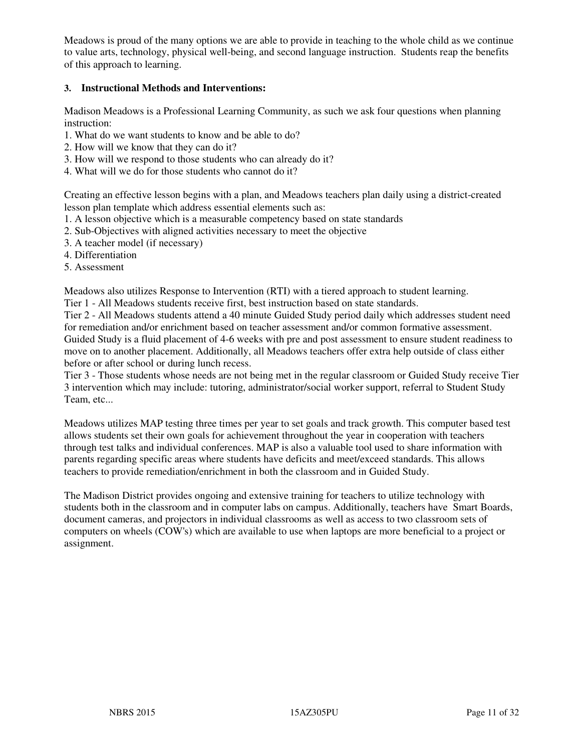Meadows is proud of the many options we are able to provide in teaching to the whole child as we continue to value arts, technology, physical well-being, and second language instruction. Students reap the benefits of this approach to learning.

### 3. Instructional Methods and Interventions:

Madison Meadows is a Professional Learning Community, as such we ask four questions when planning instruction:

1. What do we want students to know and be able to do?
2. How will we know that they can do it?
3. How will we respond to those students who can already do it?
4. What will we do for those students who cannot do it?

Creating an effective lesson begins with a plan, and Meadows teachers plan daily using a district-created lesson plan template which address essential elements such as:

1. A lesson objective which is a measurable competency based on state standards
2. Sub-Objectives with aligned activities necessary to meet the objective
3. A teacher model (if necessary)
4. Differentiation
5. Assessment

Meadows also utilizes Response to Intervention (RTI) with a tiered approach to student learning.
Tier 1 - All Meadows students receive first, best instruction based on state standards.
Tier 2 - All Meadows students attend a 40 minute Guided Study period daily which addresses student need for remediation and/or enrichment based on teacher assessment and/or common formative assessment. Guided Study is a fluid placement of 4-6 weeks with pre and post assessment to ensure student readiness to move on to another placement. Additionally, all Meadows teachers offer extra help outside of class either before or after school or during lunch recess.
Tier 3 - Those students whose needs are not being met in the regular classroom or Guided Study receive Tier 3 intervention which may include: tutoring, administrator/social worker support, referral to Student Study Team, etc...

Meadows utilizes MAP testing three times per year to set goals and track growth. This computer based test allows students set their own goals for achievement throughout the year in cooperation with teachers through test talks and individual conferences. MAP is also a valuable tool used to share information with parents regarding specific areas where students have deficits and meet/exceed standards. This allows teachers to provide remediation/enrichment in both the classroom and in Guided Study.

The Madison District provides ongoing and extensive training for teachers to utilize technology with students both in the classroom and in computer labs on campus. Additionally, teachers have Smart Boards, document cameras, and projectors in individual classrooms as well as access to two classroom sets of computers on wheels (COW's) which are available to use when laptops are more beneficial to a project or assignment.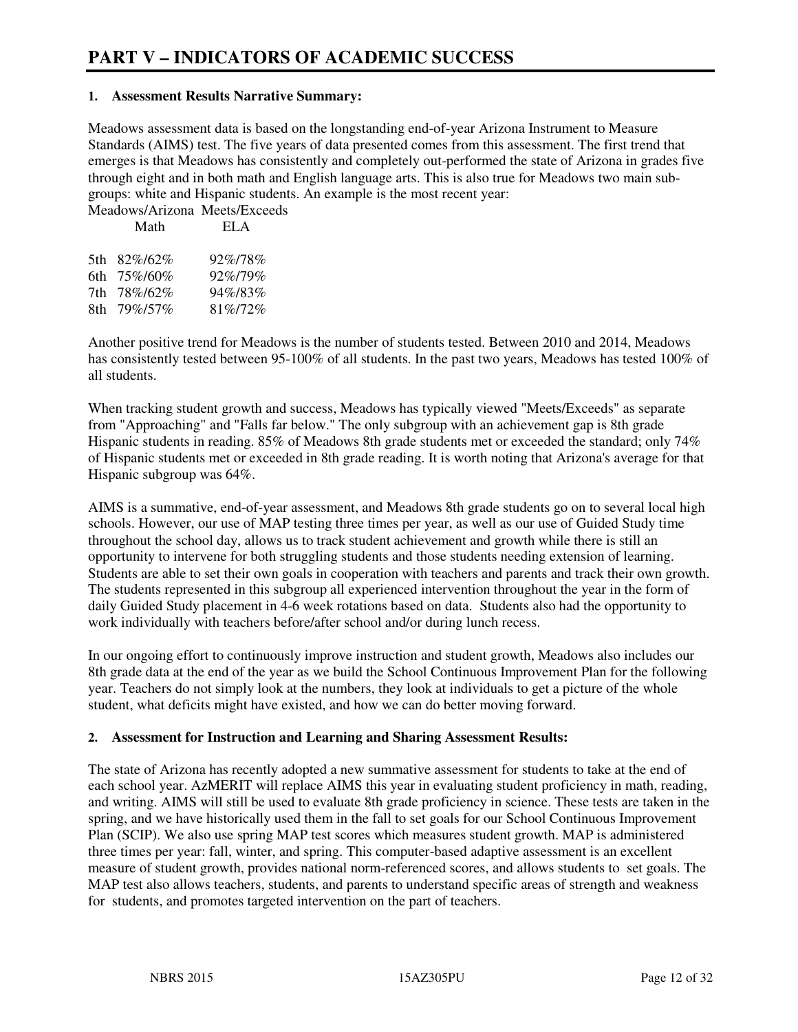# PART V – INDICATORS OF ACADEMIC SUCCESS

**1. Assessment Results Narrative Summary:**

Meadows assessment data is based on the longstanding end-of-year Arizona Instrument to Measure Standards (AIMS) test. The five years of data presented comes from this assessment. The first trend that emerges is that Meadows has consistently and completely out-performed the state of Arizona in grades five through eight and in both math and English language arts. This is also true for Meadows two main subgroups: white and Hispanic students. An example is the most recent year:

Meadows/Arizona Meets/Exceeds

| | Math | ELA |
|---|---|---|
| 5th | 82%/62% | 92%/78% |
| 6th | 75%/60% | 92%/79% |
| 7th | 78%/62% | 94%/83% |
| 8th | 79%/57% | 81%/72% |

Another positive trend for Meadows is the number of students tested. Between 2010 and 2014, Meadows has consistently tested between 95-100% of all students. In the past two years, Meadows has tested 100% of all students.

When tracking student growth and success, Meadows has typically viewed "Meets/Exceeds" as separate from "Approaching" and "Falls far below." The only subgroup with an achievement gap is 8th grade Hispanic students in reading. 85% of Meadows 8th grade students met or exceeded the standard; only 74% of Hispanic students met or exceeded in 8th grade reading. It is worth noting that Arizona's average for that Hispanic subgroup was 64%.

AIMS is a summative, end-of-year assessment, and Meadows 8th grade students go on to several local high schools. However, our use of MAP testing three times per year, as well as our use of Guided Study time throughout the school day, allows us to track student achievement and growth while there is still an opportunity to intervene for both struggling students and those students needing extension of learning. Students are able to set their own goals in cooperation with teachers and parents and track their own growth. The students represented in this subgroup all experienced intervention throughout the year in the form of daily Guided Study placement in 4-6 week rotations based on data. Students also had the opportunity to work individually with teachers before/after school and/or during lunch recess.

In our ongoing effort to continuously improve instruction and student growth, Meadows also includes our 8th grade data at the end of the year as we build the School Continuous Improvement Plan for the following year. Teachers do not simply look at the numbers, they look at individuals to get a picture of the whole student, what deficits might have existed, and how we can do better moving forward.

**2. Assessment for Instruction and Learning and Sharing Assessment Results:**

The state of Arizona has recently adopted a new summative assessment for students to take at the end of each school year. AzMERIT will replace AIMS this year in evaluating student proficiency in math, reading, and writing. AIMS will still be used to evaluate 8th grade proficiency in science. These tests are taken in the spring, and we have historically used them in the fall to set goals for our School Continuous Improvement Plan (SCIP). We also use spring MAP test scores which measures student growth. MAP is administered three times per year: fall, winter, and spring. This computer-based adaptive assessment is an excellent measure of student growth, provides national norm-referenced scores, and allows students to set goals. The MAP test also allows teachers, students, and parents to understand specific areas of strength and weakness for students, and promotes targeted intervention on the part of teachers.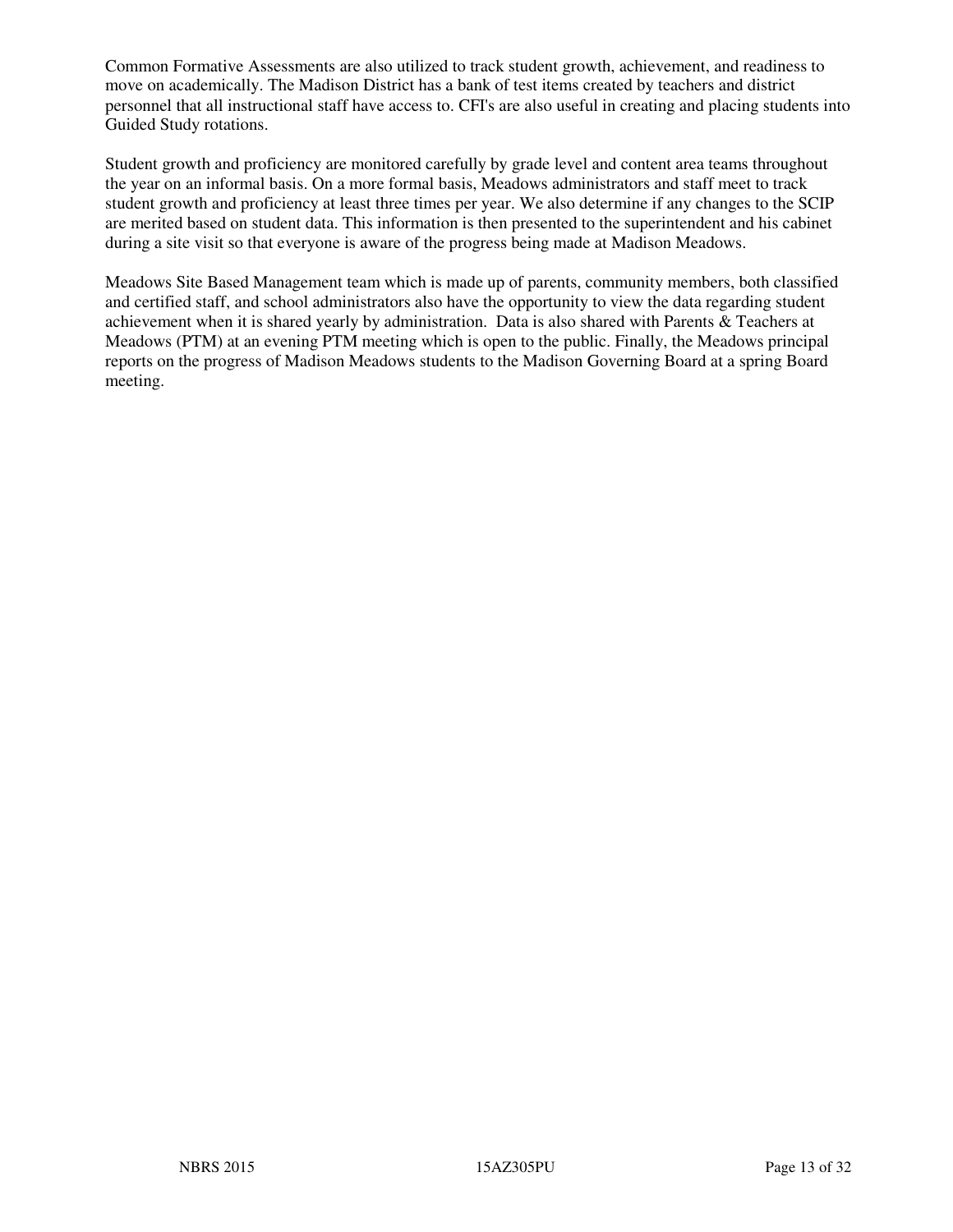Common Formative Assessments are also utilized to track student growth, achievement, and readiness to move on academically. The Madison District has a bank of test items created by teachers and district personnel that all instructional staff have access to. CFI's are also useful in creating and placing students into Guided Study rotations.

Student growth and proficiency are monitored carefully by grade level and content area teams throughout the year on an informal basis. On a more formal basis, Meadows administrators and staff meet to track student growth and proficiency at least three times per year. We also determine if any changes to the SCIP are merited based on student data. This information is then presented to the superintendent and his cabinet during a site visit so that everyone is aware of the progress being made at Madison Meadows.

Meadows Site Based Management team which is made up of parents, community members, both classified and certified staff, and school administrators also have the opportunity to view the data regarding student achievement when it is shared yearly by administration. Data is also shared with Parents & Teachers at Meadows (PTM) at an evening PTM meeting which is open to the public. Finally, the Meadows principal reports on the progress of Madison Meadows students to the Madison Governing Board at a spring Board meeting.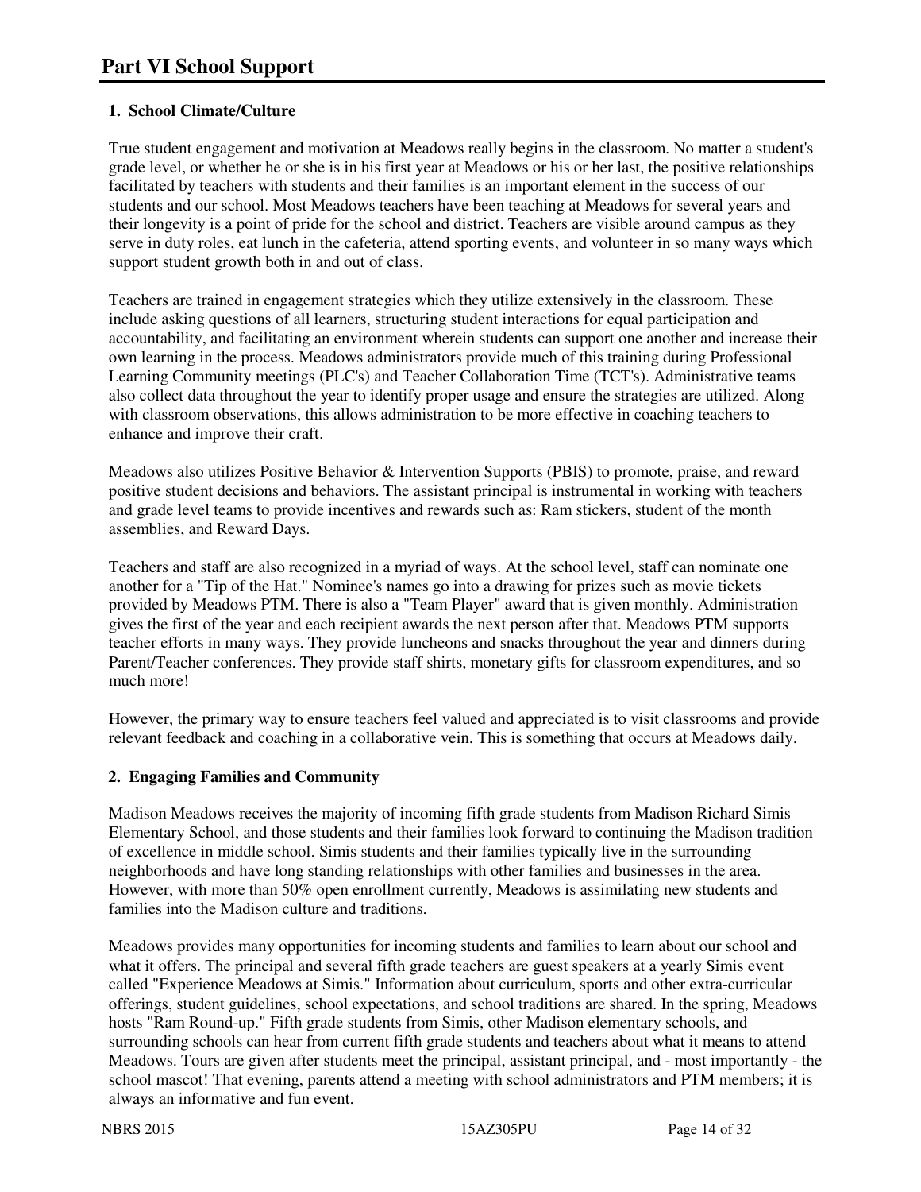# Part VI School Support

## 1. School Climate/Culture

True student engagement and motivation at Meadows really begins in the classroom. No matter a student's grade level, or whether he or she is in his first year at Meadows or his or her last, the positive relationships facilitated by teachers with students and their families is an important element in the success of our students and our school. Most Meadows teachers have been teaching at Meadows for several years and their longevity is a point of pride for the school and district. Teachers are visible around campus as they serve in duty roles, eat lunch in the cafeteria, attend sporting events, and volunteer in so many ways which support student growth both in and out of class.

Teachers are trained in engagement strategies which they utilize extensively in the classroom. These include asking questions of all learners, structuring student interactions for equal participation and accountability, and facilitating an environment wherein students can support one another and increase their own learning in the process. Meadows administrators provide much of this training during Professional Learning Community meetings (PLC's) and Teacher Collaboration Time (TCT's). Administrative teams also collect data throughout the year to identify proper usage and ensure the strategies are utilized. Along with classroom observations, this allows administration to be more effective in coaching teachers to enhance and improve their craft.

Meadows also utilizes Positive Behavior & Intervention Supports (PBIS) to promote, praise, and reward positive student decisions and behaviors. The assistant principal is instrumental in working with teachers and grade level teams to provide incentives and rewards such as: Ram stickers, student of the month assemblies, and Reward Days.

Teachers and staff are also recognized in a myriad of ways. At the school level, staff can nominate one another for a "Tip of the Hat." Nominee's names go into a drawing for prizes such as movie tickets provided by Meadows PTM. There is also a "Team Player" award that is given monthly. Administration gives the first of the year and each recipient awards the next person after that. Meadows PTM supports teacher efforts in many ways. They provide luncheons and snacks throughout the year and dinners during Parent/Teacher conferences. They provide staff shirts, monetary gifts for classroom expenditures, and so much more!

However, the primary way to ensure teachers feel valued and appreciated is to visit classrooms and provide relevant feedback and coaching in a collaborative vein. This is something that occurs at Meadows daily.

## 2. Engaging Families and Community

Madison Meadows receives the majority of incoming fifth grade students from Madison Richard Simis Elementary School, and those students and their families look forward to continuing the Madison tradition of excellence in middle school. Simis students and their families typically live in the surrounding neighborhoods and have long standing relationships with other families and businesses in the area. However, with more than 50% open enrollment currently, Meadows is assimilating new students and families into the Madison culture and traditions.

Meadows provides many opportunities for incoming students and families to learn about our school and what it offers. The principal and several fifth grade teachers are guest speakers at a yearly Simis event called "Experience Meadows at Simis." Information about curriculum, sports and other extra-curricular offerings, student guidelines, school expectations, and school traditions are shared. In the spring, Meadows hosts "Ram Round-up." Fifth grade students from Simis, other Madison elementary schools, and surrounding schools can hear from current fifth grade students and teachers about what it means to attend Meadows. Tours are given after students meet the principal, assistant principal, and - most importantly - the school mascot! That evening, parents attend a meeting with school administrators and PTM members; it is always an informative and fun event.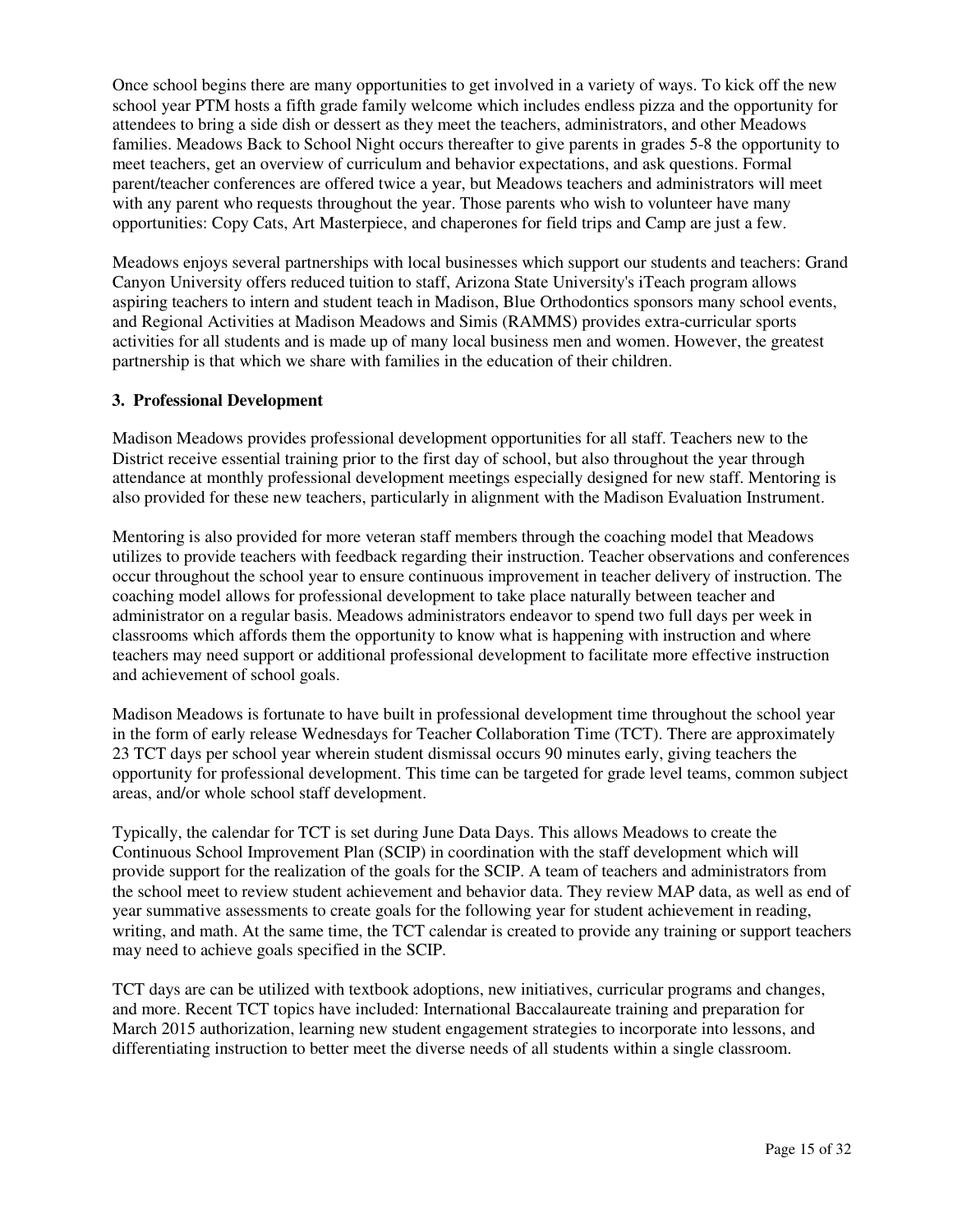Once school begins there are many opportunities to get involved in a variety of ways. To kick off the new school year PTM hosts a fifth grade family welcome which includes endless pizza and the opportunity for attendees to bring a side dish or dessert as they meet the teachers, administrators, and other Meadows families. Meadows Back to School Night occurs thereafter to give parents in grades 5-8 the opportunity to meet teachers, get an overview of curriculum and behavior expectations, and ask questions. Formal parent/teacher conferences are offered twice a year, but Meadows teachers and administrators will meet with any parent who requests throughout the year. Those parents who wish to volunteer have many opportunities: Copy Cats, Art Masterpiece, and chaperones for field trips and Camp are just a few.

Meadows enjoys several partnerships with local businesses which support our students and teachers: Grand Canyon University offers reduced tuition to staff, Arizona State University's iTeach program allows aspiring teachers to intern and student teach in Madison, Blue Orthodontics sponsors many school events, and Regional Activities at Madison Meadows and Simis (RAMMS) provides extra-curricular sports activities for all students and is made up of many local business men and women. However, the greatest partnership is that which we share with families in the education of their children.

### 3. Professional Development

Madison Meadows provides professional development opportunities for all staff. Teachers new to the District receive essential training prior to the first day of school, but also throughout the year through attendance at monthly professional development meetings especially designed for new staff. Mentoring is also provided for these new teachers, particularly in alignment with the Madison Evaluation Instrument.

Mentoring is also provided for more veteran staff members through the coaching model that Meadows utilizes to provide teachers with feedback regarding their instruction. Teacher observations and conferences occur throughout the school year to ensure continuous improvement in teacher delivery of instruction. The coaching model allows for professional development to take place naturally between teacher and administrator on a regular basis. Meadows administrators endeavor to spend two full days per week in classrooms which affords them the opportunity to know what is happening with instruction and where teachers may need support or additional professional development to facilitate more effective instruction and achievement of school goals.

Madison Meadows is fortunate to have built in professional development time throughout the school year in the form of early release Wednesdays for Teacher Collaboration Time (TCT). There are approximately 23 TCT days per school year wherein student dismissal occurs 90 minutes early, giving teachers the opportunity for professional development. This time can be targeted for grade level teams, common subject areas, and/or whole school staff development.

Typically, the calendar for TCT is set during June Data Days. This allows Meadows to create the Continuous School Improvement Plan (SCIP) in coordination with the staff development which will provide support for the realization of the goals for the SCIP. A team of teachers and administrators from the school meet to review student achievement and behavior data. They review MAP data, as well as end of year summative assessments to create goals for the following year for student achievement in reading, writing, and math. At the same time, the TCT calendar is created to provide any training or support teachers may need to achieve goals specified in the SCIP.

TCT days are can be utilized with textbook adoptions, new initiatives, curricular programs and changes, and more. Recent TCT topics have included: International Baccalaureate training and preparation for March 2015 authorization, learning new student engagement strategies to incorporate into lessons, and differentiating instruction to better meet the diverse needs of all students within a single classroom.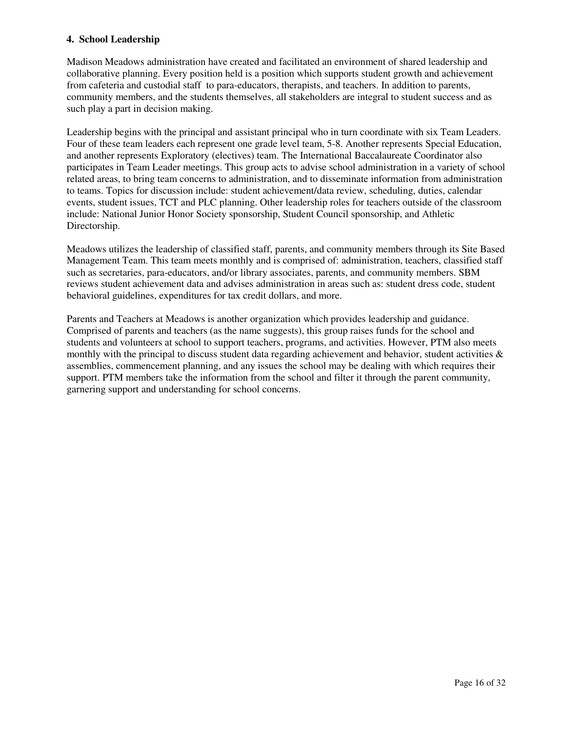#### 4. School Leadership

Madison Meadows administration have created and facilitated an environment of shared leadership and collaborative planning. Every position held is a position which supports student growth and achievement from cafeteria and custodial staff to para-educators, therapists, and teachers. In addition to parents, community members, and the students themselves, all stakeholders are integral to student success and as such play a part in decision making.

Leadership begins with the principal and assistant principal who in turn coordinate with six Team Leaders. Four of these team leaders each represent one grade level team, 5-8. Another represents Special Education, and another represents Exploratory (electives) team. The International Baccalaureate Coordinator also participates in Team Leader meetings. This group acts to advise school administration in a variety of school related areas, to bring team concerns to administration, and to disseminate information from administration to teams. Topics for discussion include: student achievement/data review, scheduling, duties, calendar events, student issues, TCT and PLC planning. Other leadership roles for teachers outside of the classroom include: National Junior Honor Society sponsorship, Student Council sponsorship, and Athletic Directorship.

Meadows utilizes the leadership of classified staff, parents, and community members through its Site Based Management Team. This team meets monthly and is comprised of: administration, teachers, classified staff such as secretaries, para-educators, and/or library associates, parents, and community members. SBM reviews student achievement data and advises administration in areas such as: student dress code, student behavioral guidelines, expenditures for tax credit dollars, and more.

Parents and Teachers at Meadows is another organization which provides leadership and guidance. Comprised of parents and teachers (as the name suggests), this group raises funds for the school and students and volunteers at school to support teachers, programs, and activities. However, PTM also meets monthly with the principal to discuss student data regarding achievement and behavior, student activities & assemblies, commencement planning, and any issues the school may be dealing with which requires their support. PTM members take the information from the school and filter it through the parent community, garnering support and understanding for school concerns.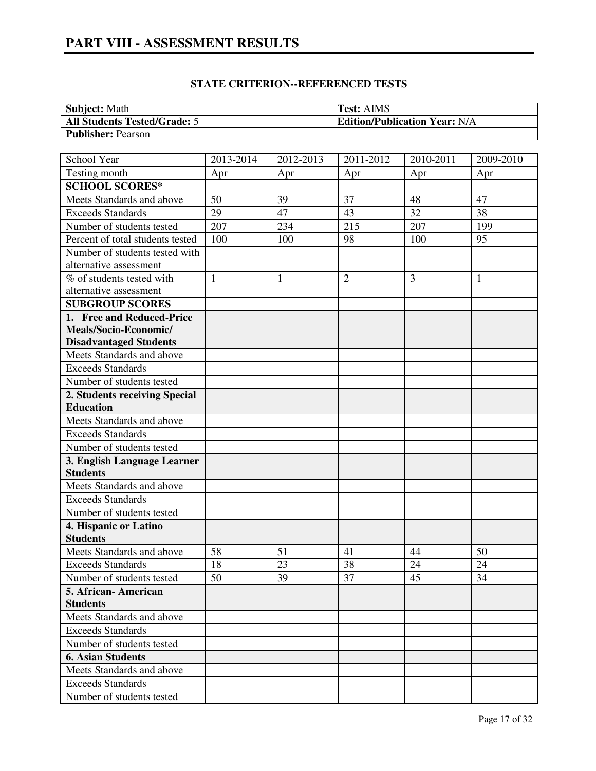# PART VIII - ASSESSMENT RESULTS

**STATE CRITERION--REFERENCED TESTS**

| **Subject:** Math | **Test:** AIMS |
|---|---|
| **All Students Tested/Grade:** 5 | **Edition/Publication Year:** N/A |
| **Publisher:** Pearson | |

| School Year | 2013-2014 | 2012-2013 | 2011-2012 | 2010-2011 | 2009-2010 |
|---|---|---|---|---|---|
| Testing month | Apr | Apr | Apr | Apr | Apr |
| **SCHOOL SCORES*** | | | | | |
| Meets Standards and above | 50 | 39 | 37 | 48 | 47 |
| Exceeds Standards | 29 | 47 | 43 | 32 | 38 |
| Number of students tested | 207 | 234 | 215 | 207 | 199 |
| Percent of total students tested | 100 | 100 | 98 | 100 | 95 |
| Number of students tested with alternative assessment | | | | | |
| % of students tested with alternative assessment | 1 | 1 | 2 | 3 | 1 |
| **SUBGROUP SCORES** | | | | | |
| **1. Free and Reduced-Price Meals/Socio-Economic/ Disadvantaged Students** | | | | | |
| Meets Standards and above | | | | | |
| Exceeds Standards | | | | | |
| Number of students tested | | | | | |
| **2. Students receiving Special Education** | | | | | |
| Meets Standards and above | | | | | |
| Exceeds Standards | | | | | |
| Number of students tested | | | | | |
| **3. English Language Learner Students** | | | | | |
| Meets Standards and above | | | | | |
| Exceeds Standards | | | | | |
| Number of students tested | | | | | |
| **4. Hispanic or Latino Students** | | | | | |
| Meets Standards and above | 58 | 51 | 41 | 44 | 50 |
| Exceeds Standards | 18 | 23 | 38 | 24 | 24 |
| Number of students tested | 50 | 39 | 37 | 45 | 34 |
| **5. African- American Students** | | | | | |
| Meets Standards and above | | | | | |
| Exceeds Standards | | | | | |
| Number of students tested | | | | | |
| **6. Asian Students** | | | | | |
| Meets Standards and above | | | | | |
| Exceeds Standards | | | | | |
| Number of students tested | | | | | |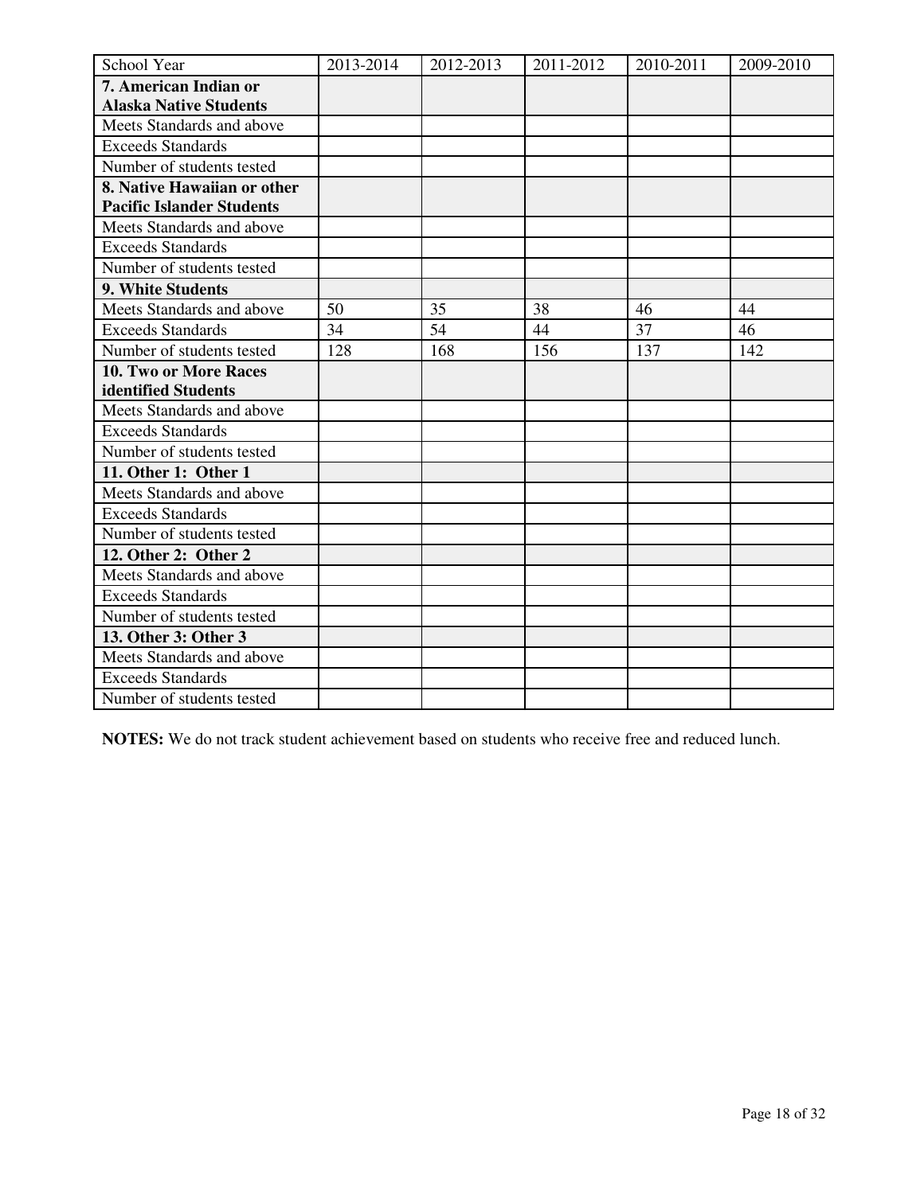| School Year | 2013-2014 | 2012-2013 | 2011-2012 | 2010-2011 | 2009-2010 |
| --- | --- | --- | --- | --- | --- |
| **7. American Indian or Alaska Native Students** | | | | | |
| Meets Standards and above | | | | | |
| Exceeds Standards | | | | | |
| Number of students tested | | | | | |
| **8. Native Hawaiian or other Pacific Islander Students** | | | | | |
| Meets Standards and above | | | | | |
| Exceeds Standards | | | | | |
| Number of students tested | | | | | |
| **9. White Students** | | | | | |
| Meets Standards and above | 50 | 35 | 38 | 46 | 44 |
| Exceeds Standards | 34 | 54 | 44 | 37 | 46 |
| Number of students tested | 128 | 168 | 156 | 137 | 142 |
| **10. Two or More Races identified Students** | | | | | |
| Meets Standards and above | | | | | |
| Exceeds Standards | | | | | |
| Number of students tested | | | | | |
| **11. Other 1: Other 1** | | | | | |
| Meets Standards and above | | | | | |
| Exceeds Standards | | | | | |
| Number of students tested | | | | | |
| **12. Other 2: Other 2** | | | | | |
| Meets Standards and above | | | | | |
| Exceeds Standards | | | | | |
| Number of students tested | | | | | |
| **13. Other 3: Other 3** | | | | | |
| Meets Standards and above | | | | | |
| Exceeds Standards | | | | | |
| Number of students tested | | | | | |

**NOTES:** We do not track student achievement based on students who receive free and reduced lunch.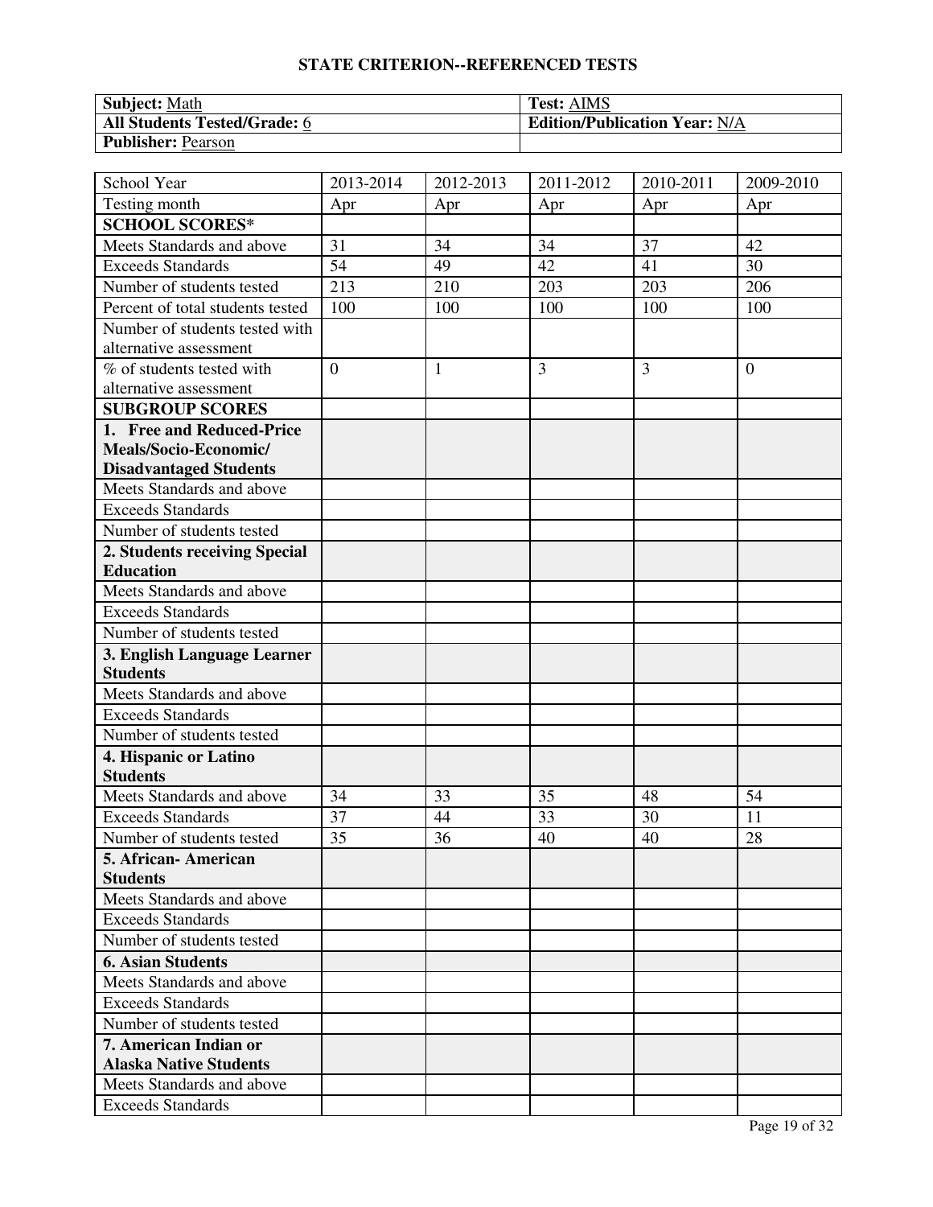## STATE CRITERION--REFERENCED TESTS

| **Subject:** Math | **Test:** AIMS |
|---|---|
| **All Students Tested/Grade:** 6 | **Edition/Publication Year:** N/A |
| **Publisher:** Pearson | |

| School Year | 2013-2014 | 2012-2013 | 2011-2012 | 2010-2011 | 2009-2010 |
|---|---|---|---|---|---|
| Testing month | Apr | Apr | Apr | Apr | Apr |
| **SCHOOL SCORES*** | | | | | |
| Meets Standards and above | 31 | 34 | 34 | 37 | 42 |
| Exceeds Standards | 54 | 49 | 42 | 41 | 30 |
| Number of students tested | 213 | 210 | 203 | 203 | 206 |
| Percent of total students tested | 100 | 100 | 100 | 100 | 100 |
| Number of students tested with alternative assessment | | | | | |
| % of students tested with alternative assessment | 0 | 1 | 3 | 3 | 0 |
| **SUBGROUP SCORES** | | | | | |
| **1. Free and Reduced-Price Meals/Socio-Economic/ Disadvantaged Students** | | | | | |
| Meets Standards and above | | | | | |
| Exceeds Standards | | | | | |
| Number of students tested | | | | | |
| **2. Students receiving Special Education** | | | | | |
| Meets Standards and above | | | | | |
| Exceeds Standards | | | | | |
| Number of students tested | | | | | |
| **3. English Language Learner Students** | | | | | |
| Meets Standards and above | | | | | |
| Exceeds Standards | | | | | |
| Number of students tested | | | | | |
| **4. Hispanic or Latino Students** | | | | | |
| Meets Standards and above | 34 | 33 | 35 | 48 | 54 |
| Exceeds Standards | 37 | 44 | 33 | 30 | 11 |
| Number of students tested | 35 | 36 | 40 | 40 | 28 |
| **5. African- American Students** | | | | | |
| Meets Standards and above | | | | | |
| Exceeds Standards | | | | | |
| Number of students tested | | | | | |
| **6. Asian Students** | | | | | |
| Meets Standards and above | | | | | |
| Exceeds Standards | | | | | |
| Number of students tested | | | | | |
| **7. American Indian or Alaska Native Students** | | | | | |
| Meets Standards and above | | | | | |
| Exceeds Standards | | | | | |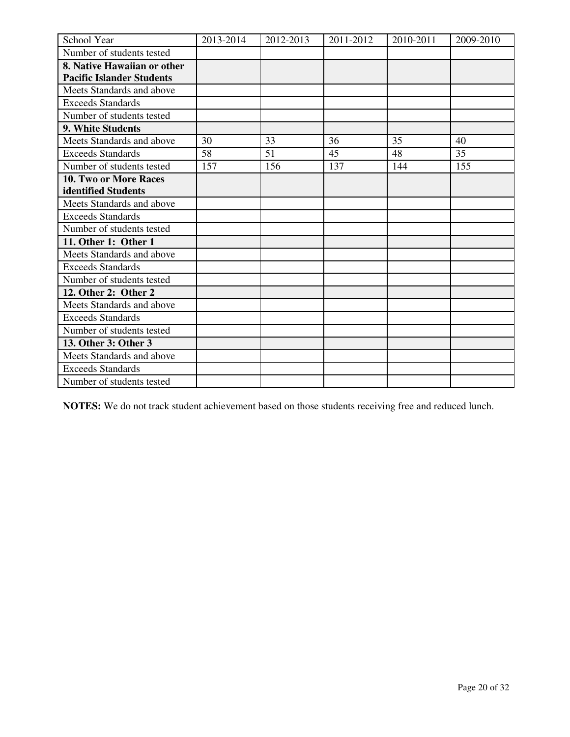| School Year | 2013-2014 | 2012-2013 | 2011-2012 | 2010-2011 | 2009-2010 |
|---|---|---|---|---|---|
| Number of students tested | | | | | |
| **8. Native Hawaiian or other Pacific Islander Students** | | | | | |
| Meets Standards and above | | | | | |
| Exceeds Standards | | | | | |
| Number of students tested | | | | | |
| **9. White Students** | | | | | |
| Meets Standards and above | 30 | 33 | 36 | 35 | 40 |
| Exceeds Standards | 58 | 51 | 45 | 48 | 35 |
| Number of students tested | 157 | 156 | 137 | 144 | 155 |
| **10. Two or More Races identified Students** | | | | | |
| Meets Standards and above | | | | | |
| Exceeds Standards | | | | | |
| Number of students tested | | | | | |
| **11. Other 1: Other 1** | | | | | |
| Meets Standards and above | | | | | |
| Exceeds Standards | | | | | |
| Number of students tested | | | | | |
| **12. Other 2: Other 2** | | | | | |
| Meets Standards and above | | | | | |
| Exceeds Standards | | | | | |
| Number of students tested | | | | | |
| **13. Other 3: Other 3** | | | | | |
| Meets Standards and above | | | | | |
| Exceeds Standards | | | | | |
| Number of students tested | | | | | |

**NOTES:** We do not track student achievement based on those students receiving free and reduced lunch.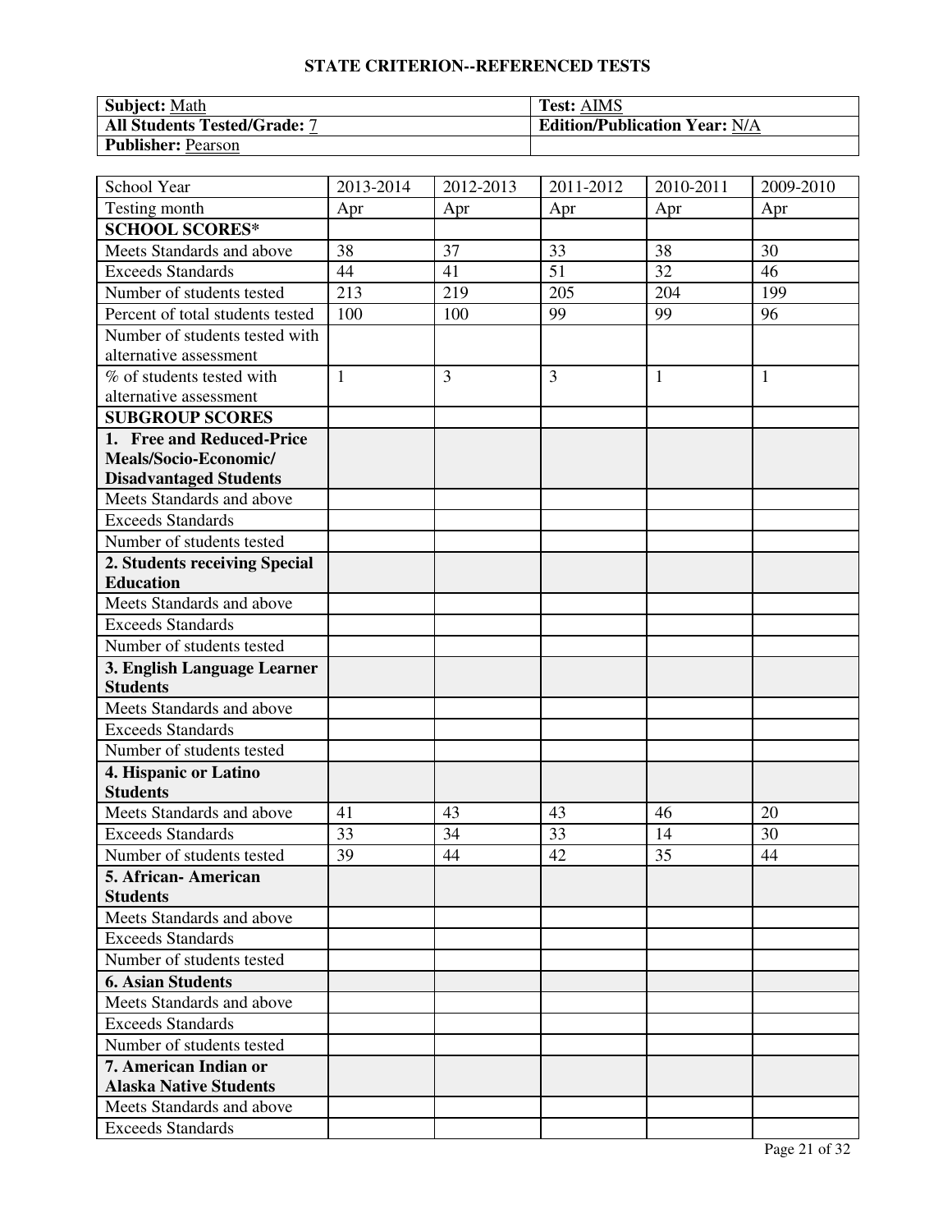## STATE CRITERION--REFERENCED TESTS

| **Subject:** Math | **Test:** AIMS |
|---|---|
| **All Students Tested/Grade:** 7 | **Edition/Publication Year:** N/A |
| **Publisher:** Pearson | |

| School Year | 2013-2014 | 2012-2013 | 2011-2012 | 2010-2011 | 2009-2010 |
|---|---|---|---|---|---|
| Testing month | Apr | Apr | Apr | Apr | Apr |
| **SCHOOL SCORES*** | | | | | |
| Meets Standards and above | 38 | 37 | 33 | 38 | 30 |
| Exceeds Standards | 44 | 41 | 51 | 32 | 46 |
| Number of students tested | 213 | 219 | 205 | 204 | 199 |
| Percent of total students tested | 100 | 100 | 99 | 99 | 96 |
| Number of students tested with alternative assessment | | | | | |
| % of students tested with alternative assessment | 1 | 3 | 3 | 1 | 1 |
| **SUBGROUP SCORES** | | | | | |
| **1. Free and Reduced-Price Meals/Socio-Economic/ Disadvantaged Students** | | | | | |
| Meets Standards and above | | | | | |
| Exceeds Standards | | | | | |
| Number of students tested | | | | | |
| **2. Students receiving Special Education** | | | | | |
| Meets Standards and above | | | | | |
| Exceeds Standards | | | | | |
| Number of students tested | | | | | |
| **3. English Language Learner Students** | | | | | |
| Meets Standards and above | | | | | |
| Exceeds Standards | | | | | |
| Number of students tested | | | | | |
| **4. Hispanic or Latino Students** | | | | | |
| Meets Standards and above | 41 | 43 | 43 | 46 | 20 |
| Exceeds Standards | 33 | 34 | 33 | 14 | 30 |
| Number of students tested | 39 | 44 | 42 | 35 | 44 |
| **5. African- American Students** | | | | | |
| Meets Standards and above | | | | | |
| Exceeds Standards | | | | | |
| Number of students tested | | | | | |
| **6. Asian Students** | | | | | |
| Meets Standards and above | | | | | |
| Exceeds Standards | | | | | |
| Number of students tested | | | | | |
| **7. American Indian or Alaska Native Students** | | | | | |
| Meets Standards and above | | | | | |
| Exceeds Standards | | | | | |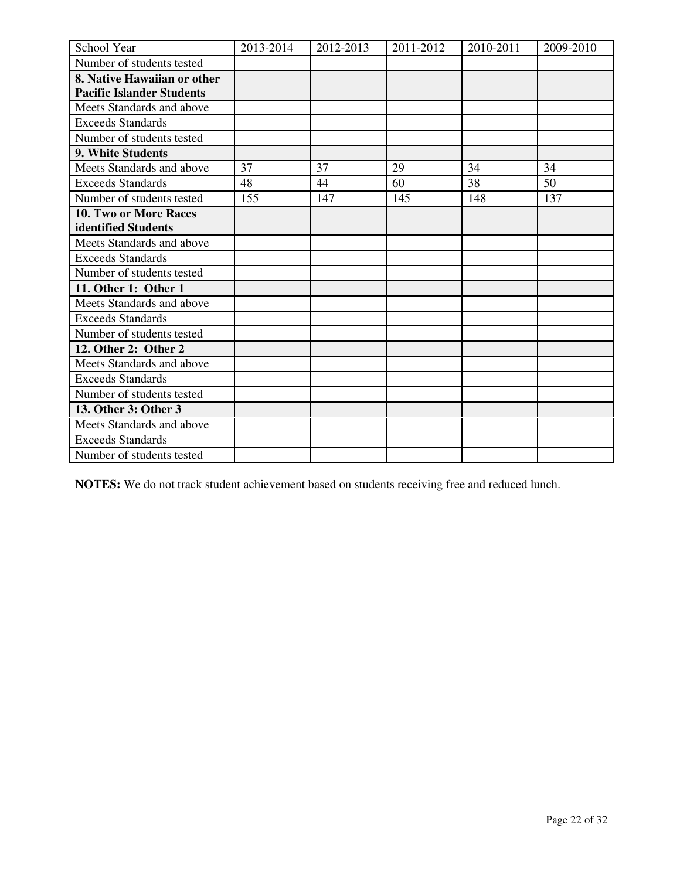| School Year | 2013-2014 | 2012-2013 | 2011-2012 | 2010-2011 | 2009-2010 |
| --- | --- | --- | --- | --- | --- |
| Number of students tested | | | | | |
| **8. Native Hawaiian or other Pacific Islander Students** | | | | | |
| Meets Standards and above | | | | | |
| Exceeds Standards | | | | | |
| Number of students tested | | | | | |
| **9. White Students** | | | | | |
| Meets Standards and above | 37 | 37 | 29 | 34 | 34 |
| Exceeds Standards | 48 | 44 | 60 | 38 | 50 |
| Number of students tested | 155 | 147 | 145 | 148 | 137 |
| **10. Two or More Races identified Students** | | | | | |
| Meets Standards and above | | | | | |
| Exceeds Standards | | | | | |
| Number of students tested | | | | | |
| **11. Other 1: Other 1** | | | | | |
| Meets Standards and above | | | | | |
| Exceeds Standards | | | | | |
| Number of students tested | | | | | |
| **12. Other 2: Other 2** | | | | | |
| Meets Standards and above | | | | | |
| Exceeds Standards | | | | | |
| Number of students tested | | | | | |
| **13. Other 3: Other 3** | | | | | |
| Meets Standards and above | | | | | |
| Exceeds Standards | | | | | |
| Number of students tested | | | | | |

**NOTES:** We do not track student achievement based on students receiving free and reduced lunch.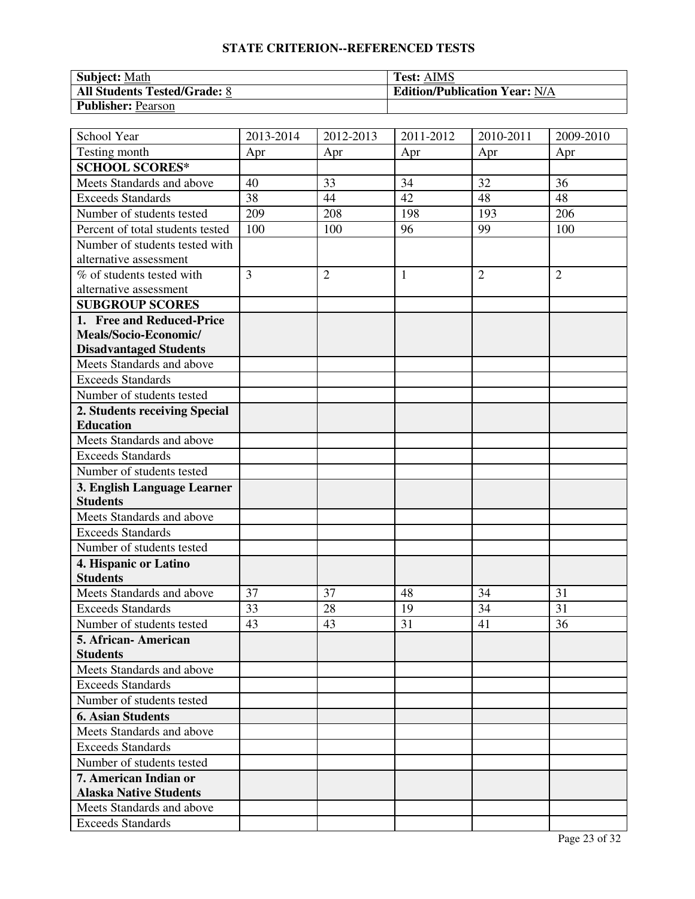## STATE CRITERION--REFERENCED TESTS

| **Subject:** Math | **Test:** AIMS |
|---|---|
| **All Students Tested/Grade:** 8 | **Edition/Publication Year:** N/A |
| **Publisher:** Pearson | |

| School Year | 2013-2014 | 2012-2013 | 2011-2012 | 2010-2011 | 2009-2010 |
|---|---|---|---|---|---|
| Testing month | Apr | Apr | Apr | Apr | Apr |
| **SCHOOL SCORES*** | | | | | |
| Meets Standards and above | 40 | 33 | 34 | 32 | 36 |
| Exceeds Standards | 38 | 44 | 42 | 48 | 48 |
| Number of students tested | 209 | 208 | 198 | 193 | 206 |
| Percent of total students tested | 100 | 100 | 96 | 99 | 100 |
| Number of students tested with alternative assessment | | | | | |
| % of students tested with alternative assessment | 3 | 2 | 1 | 2 | 2 |
| **SUBGROUP SCORES** | | | | | |
| **1. Free and Reduced-Price Meals/Socio-Economic/ Disadvantaged Students** | | | | | |
| Meets Standards and above | | | | | |
| Exceeds Standards | | | | | |
| Number of students tested | | | | | |
| **2. Students receiving Special Education** | | | | | |
| Meets Standards and above | | | | | |
| Exceeds Standards | | | | | |
| Number of students tested | | | | | |
| **3. English Language Learner Students** | | | | | |
| Meets Standards and above | | | | | |
| Exceeds Standards | | | | | |
| Number of students tested | | | | | |
| **4. Hispanic or Latino Students** | | | | | |
| Meets Standards and above | 37 | 37 | 48 | 34 | 31 |
| Exceeds Standards | 33 | 28 | 19 | 34 | 31 |
| Number of students tested | 43 | 43 | 31 | 41 | 36 |
| **5. African- American Students** | | | | | |
| Meets Standards and above | | | | | |
| Exceeds Standards | | | | | |
| Number of students tested | | | | | |
| **6. Asian Students** | | | | | |
| Meets Standards and above | | | | | |
| Exceeds Standards | | | | | |
| Number of students tested | | | | | |
| **7. American Indian or Alaska Native Students** | | | | | |
| Meets Standards and above | | | | | |
| Exceeds Standards | | | | | |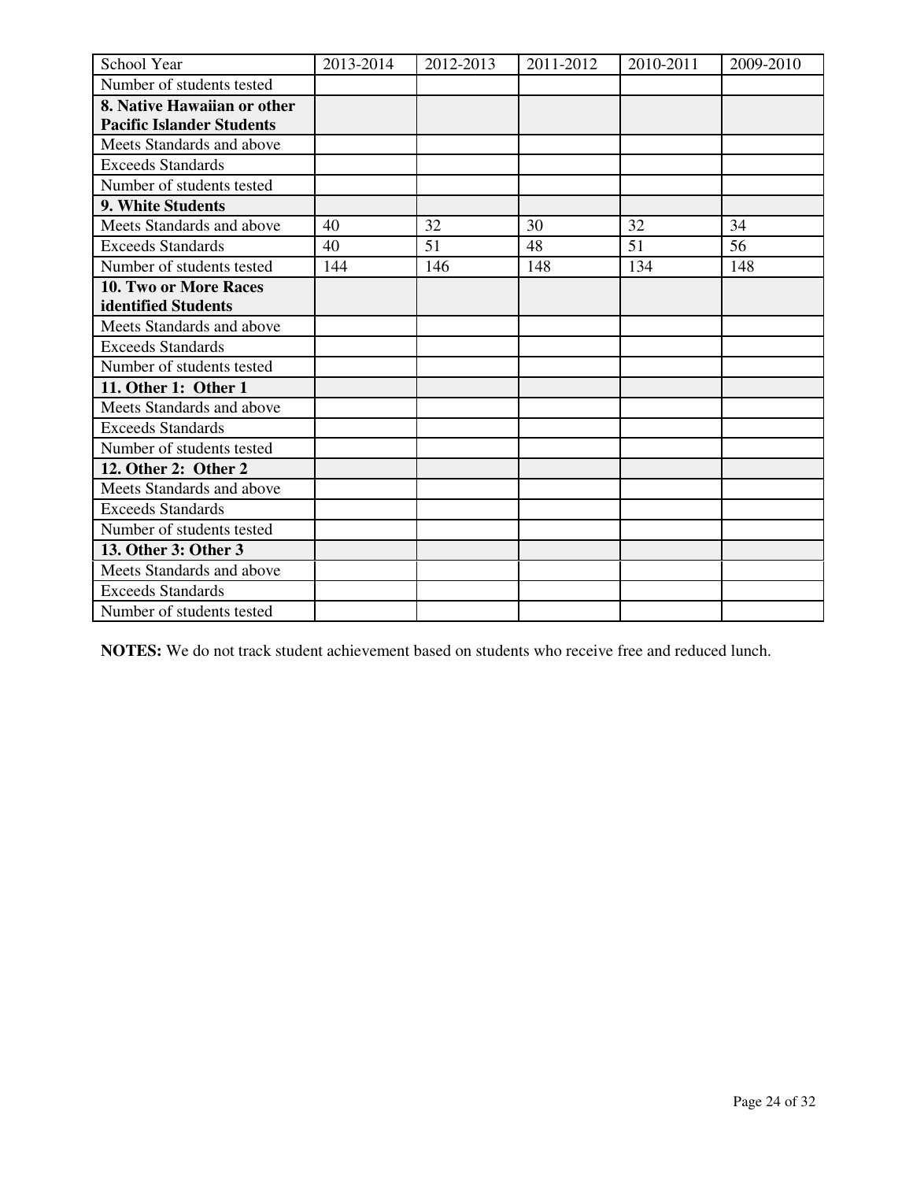| School Year | 2013-2014 | 2012-2013 | 2011-2012 | 2010-2011 | 2009-2010 |
|---|---|---|---|---|---|
| Number of students tested | | | | | |
| **8. Native Hawaiian or other Pacific Islander Students** | | | | | |
| Meets Standards and above | | | | | |
| Exceeds Standards | | | | | |
| Number of students tested | | | | | |
| **9. White Students** | | | | | |
| Meets Standards and above | 40 | 32 | 30 | 32 | 34 |
| Exceeds Standards | 40 | 51 | 48 | 51 | 56 |
| Number of students tested | 144 | 146 | 148 | 134 | 148 |
| **10. Two or More Races identified Students** | | | | | |
| Meets Standards and above | | | | | |
| Exceeds Standards | | | | | |
| Number of students tested | | | | | |
| **11. Other 1: Other 1** | | | | | |
| Meets Standards and above | | | | | |
| Exceeds Standards | | | | | |
| Number of students tested | | | | | |
| **12. Other 2: Other 2** | | | | | |
| Meets Standards and above | | | | | |
| Exceeds Standards | | | | | |
| Number of students tested | | | | | |
| **13. Other 3: Other 3** | | | | | |
| Meets Standards and above | | | | | |
| Exceeds Standards | | | | | |
| Number of students tested | | | | | |

**NOTES:** We do not track student achievement based on students who receive free and reduced lunch.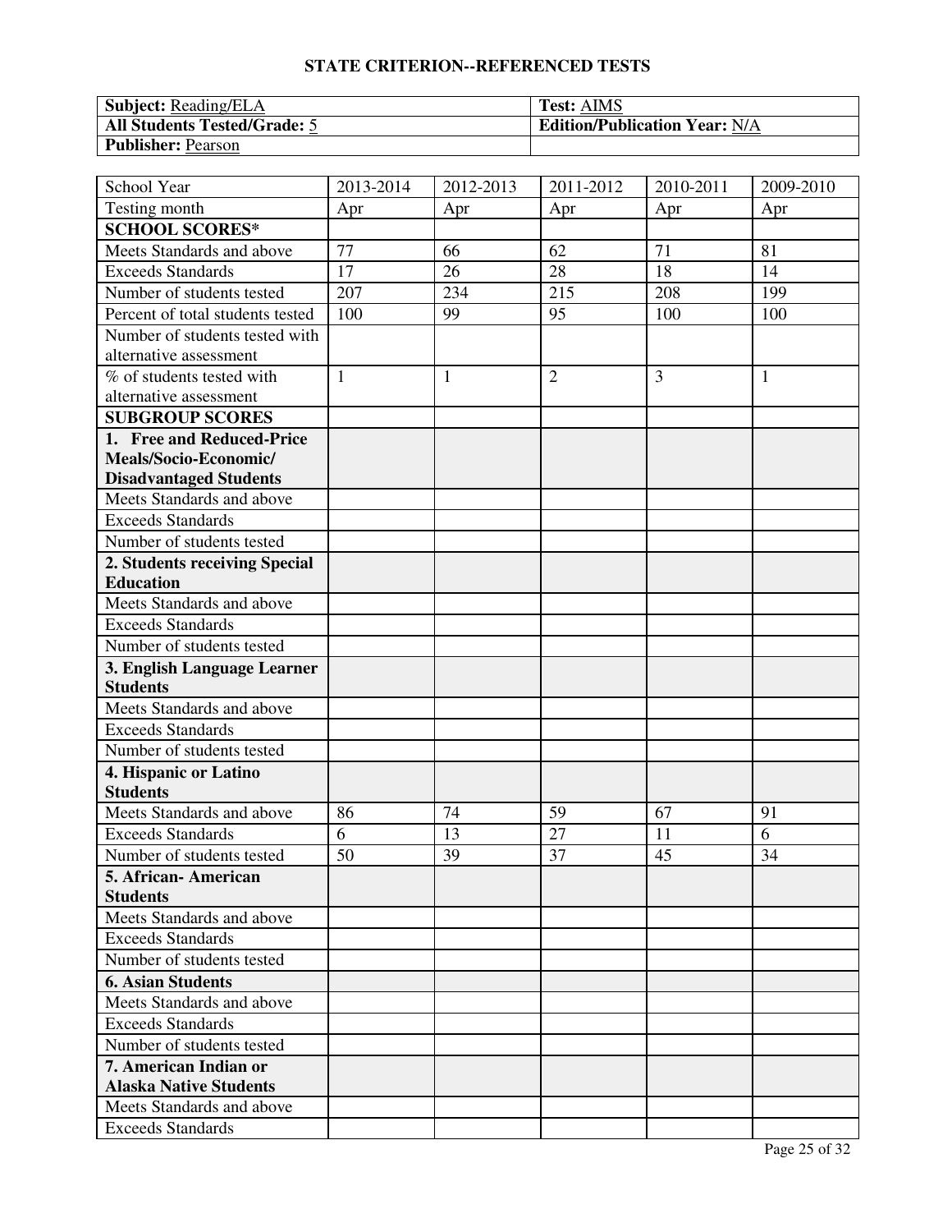## STATE CRITERION--REFERENCED TESTS

| **Subject:** Reading/ELA | **Test:** AIMS |
|---|---|
| **All Students Tested/Grade:** 5 | **Edition/Publication Year:** N/A |
| **Publisher:** Pearson | |

| School Year | 2013-2014 | 2012-2013 | 2011-2012 | 2010-2011 | 2009-2010 |
|---|---|---|---|---|---|
| Testing month | Apr | Apr | Apr | Apr | Apr |
| **SCHOOL SCORES*** | | | | | |
| Meets Standards and above | 77 | 66 | 62 | 71 | 81 |
| Exceeds Standards | 17 | 26 | 28 | 18 | 14 |
| Number of students tested | 207 | 234 | 215 | 208 | 199 |
| Percent of total students tested | 100 | 99 | 95 | 100 | 100 |
| Number of students tested with alternative assessment | | | | | |
| % of students tested with alternative assessment | 1 | 1 | 2 | 3 | 1 |
| **SUBGROUP SCORES** | | | | | |
| **1. Free and Reduced-Price Meals/Socio-Economic/ Disadvantaged Students** | | | | | |
| Meets Standards and above | | | | | |
| Exceeds Standards | | | | | |
| Number of students tested | | | | | |
| **2. Students receiving Special Education** | | | | | |
| Meets Standards and above | | | | | |
| Exceeds Standards | | | | | |
| Number of students tested | | | | | |
| **3. English Language Learner Students** | | | | | |
| Meets Standards and above | | | | | |
| Exceeds Standards | | | | | |
| Number of students tested | | | | | |
| **4. Hispanic or Latino Students** | | | | | |
| Meets Standards and above | 86 | 74 | 59 | 67 | 91 |
| Exceeds Standards | 6 | 13 | 27 | 11 | 6 |
| Number of students tested | 50 | 39 | 37 | 45 | 34 |
| **5. African- American Students** | | | | | |
| Meets Standards and above | | | | | |
| Exceeds Standards | | | | | |
| Number of students tested | | | | | |
| **6. Asian Students** | | | | | |
| Meets Standards and above | | | | | |
| Exceeds Standards | | | | | |
| Number of students tested | | | | | |
| **7. American Indian or Alaska Native Students** | | | | | |
| Meets Standards and above | | | | | |
| Exceeds Standards | | | | | |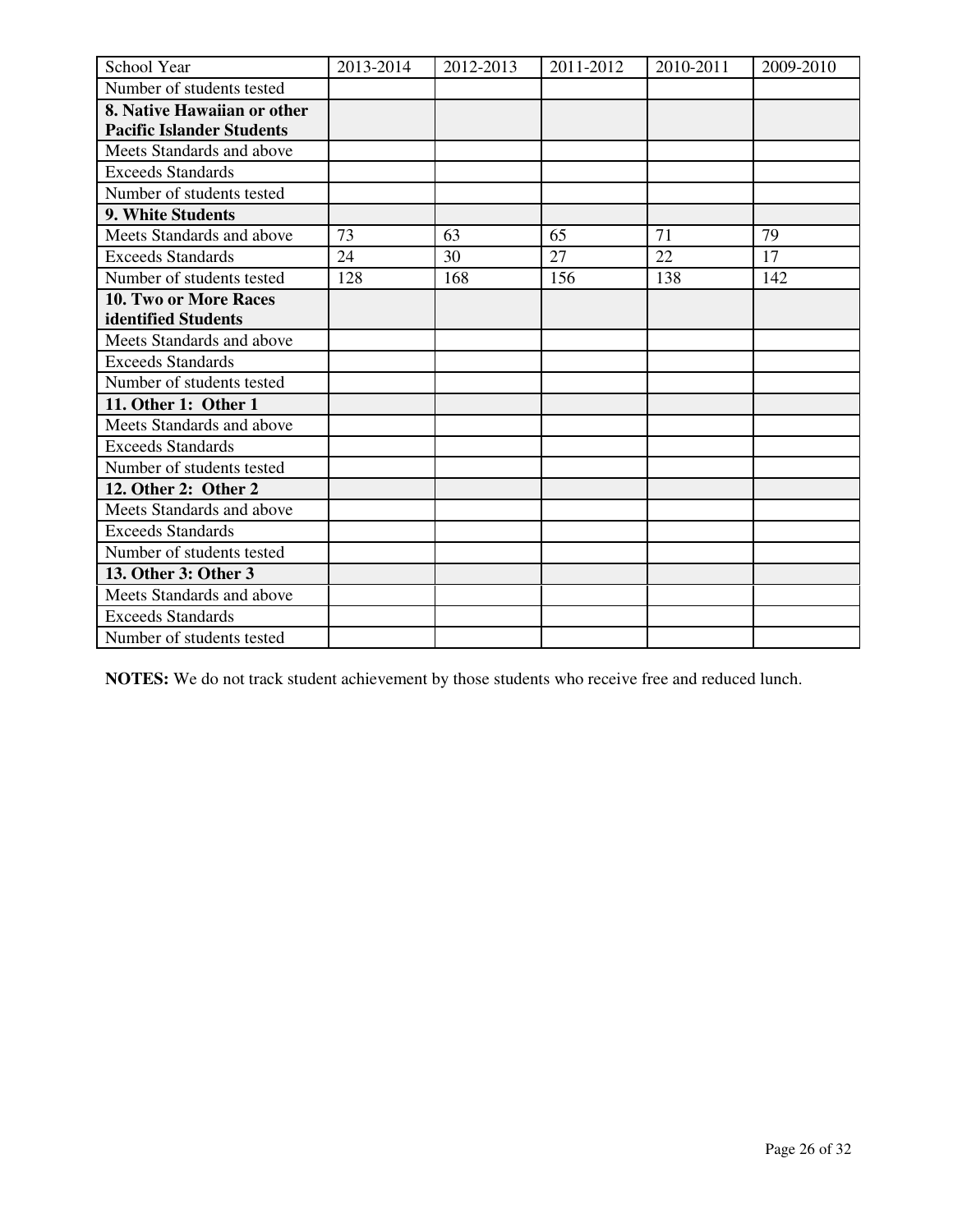| School Year | 2013-2014 | 2012-2013 | 2011-2012 | 2010-2011 | 2009-2010 |
| --- | --- | --- | --- | --- | --- |
| Number of students tested | | | | | |
| **8. Native Hawaiian or other Pacific Islander Students** | | | | | |
| Meets Standards and above | | | | | |
| Exceeds Standards | | | | | |
| Number of students tested | | | | | |
| **9. White Students** | | | | | |
| Meets Standards and above | 73 | 63 | 65 | 71 | 79 |
| Exceeds Standards | 24 | 30 | 27 | 22 | 17 |
| Number of students tested | 128 | 168 | 156 | 138 | 142 |
| **10. Two or More Races identified Students** | | | | | |
| Meets Standards and above | | | | | |
| Exceeds Standards | | | | | |
| Number of students tested | | | | | |
| **11. Other 1: Other 1** | | | | | |
| Meets Standards and above | | | | | |
| Exceeds Standards | | | | | |
| Number of students tested | | | | | |
| **12. Other 2: Other 2** | | | | | |
| Meets Standards and above | | | | | |
| Exceeds Standards | | | | | |
| Number of students tested | | | | | |
| **13. Other 3: Other 3** | | | | | |
| Meets Standards and above | | | | | |
| Exceeds Standards | | | | | |
| Number of students tested | | | | | |

**NOTES:** We do not track student achievement by those students who receive free and reduced lunch.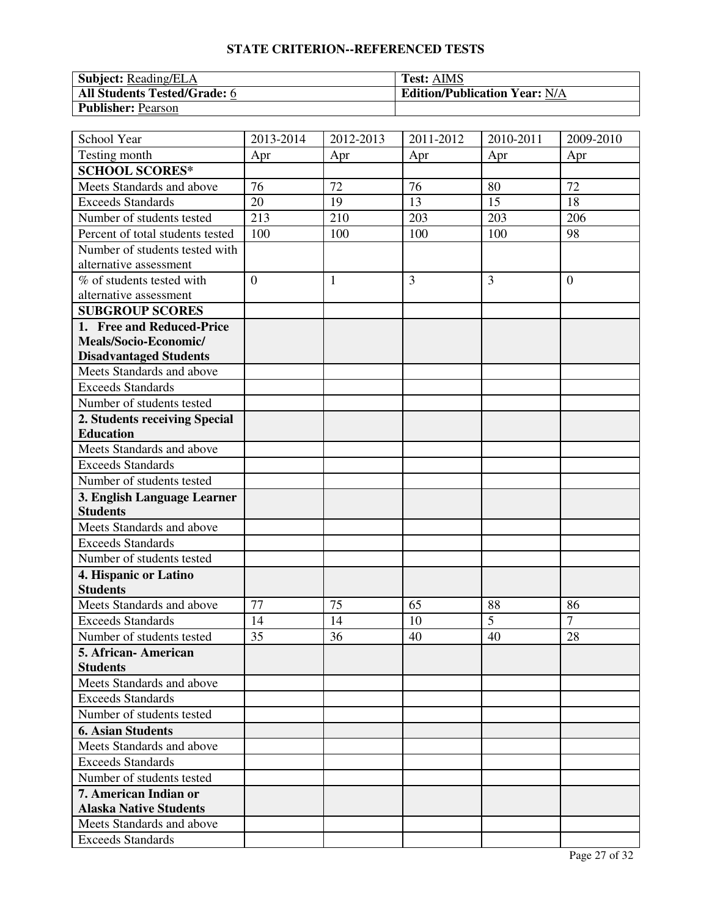## STATE CRITERION--REFERENCED TESTS

| **Subject:** Reading/ELA | **Test:** AIMS |
|---|---|
| **All Students Tested/Grade:** 6 | **Edition/Publication Year:** N/A |
| **Publisher:** Pearson | |

| School Year | 2013-2014 | 2012-2013 | 2011-2012 | 2010-2011 | 2009-2010 |
|---|---|---|---|---|---|
| Testing month | Apr | Apr | Apr | Apr | Apr |
| **SCHOOL SCORES*** | | | | | |
| Meets Standards and above | 76 | 72 | 76 | 80 | 72 |
| Exceeds Standards | 20 | 19 | 13 | 15 | 18 |
| Number of students tested | 213 | 210 | 203 | 203 | 206 |
| Percent of total students tested | 100 | 100 | 100 | 100 | 98 |
| Number of students tested with alternative assessment | | | | | |
| % of students tested with alternative assessment | 0 | 1 | 3 | 3 | 0 |
| **SUBGROUP SCORES** | | | | | |
| **1. Free and Reduced-Price Meals/Socio-Economic/ Disadvantaged Students** | | | | | |
| Meets Standards and above | | | | | |
| Exceeds Standards | | | | | |
| Number of students tested | | | | | |
| **2. Students receiving Special Education** | | | | | |
| Meets Standards and above | | | | | |
| Exceeds Standards | | | | | |
| Number of students tested | | | | | |
| **3. English Language Learner Students** | | | | | |
| Meets Standards and above | | | | | |
| Exceeds Standards | | | | | |
| Number of students tested | | | | | |
| **4. Hispanic or Latino Students** | | | | | |
| Meets Standards and above | 77 | 75 | 65 | 88 | 86 |
| Exceeds Standards | 14 | 14 | 10 | 5 | 7 |
| Number of students tested | 35 | 36 | 40 | 40 | 28 |
| **5. African- American Students** | | | | | |
| Meets Standards and above | | | | | |
| Exceeds Standards | | | | | |
| Number of students tested | | | | | |
| **6. Asian Students** | | | | | |
| Meets Standards and above | | | | | |
| Exceeds Standards | | | | | |
| Number of students tested | | | | | |
| **7. American Indian or Alaska Native Students** | | | | | |
| Meets Standards and above | | | | | |
| Exceeds Standards | | | | | |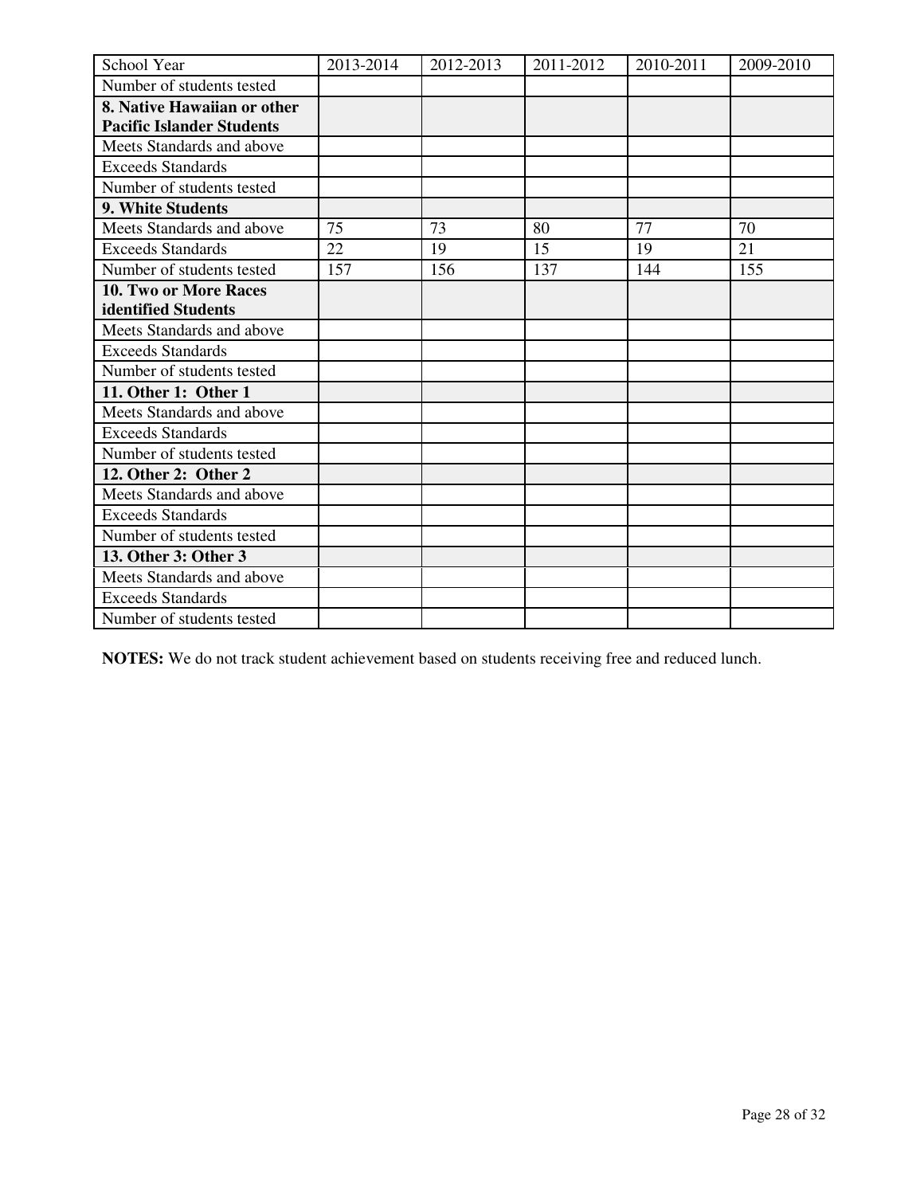| School Year | 2013-2014 | 2012-2013 | 2011-2012 | 2010-2011 | 2009-2010 |
|---|---|---|---|---|---|
| Number of students tested | | | | | |
| **8. Native Hawaiian or other Pacific Islander Students** | | | | | |
| Meets Standards and above | | | | | |
| Exceeds Standards | | | | | |
| Number of students tested | | | | | |
| **9. White Students** | | | | | |
| Meets Standards and above | 75 | 73 | 80 | 77 | 70 |
| Exceeds Standards | 22 | 19 | 15 | 19 | 21 |
| Number of students tested | 157 | 156 | 137 | 144 | 155 |
| **10. Two or More Races identified Students** | | | | | |
| Meets Standards and above | | | | | |
| Exceeds Standards | | | | | |
| Number of students tested | | | | | |
| **11. Other 1: Other 1** | | | | | |
| Meets Standards and above | | | | | |
| Exceeds Standards | | | | | |
| Number of students tested | | | | | |
| **12. Other 2: Other 2** | | | | | |
| Meets Standards and above | | | | | |
| Exceeds Standards | | | | | |
| Number of students tested | | | | | |
| **13. Other 3: Other 3** | | | | | |
| Meets Standards and above | | | | | |
| Exceeds Standards | | | | | |
| Number of students tested | | | | | |

**NOTES:** We do not track student achievement based on students receiving free and reduced lunch.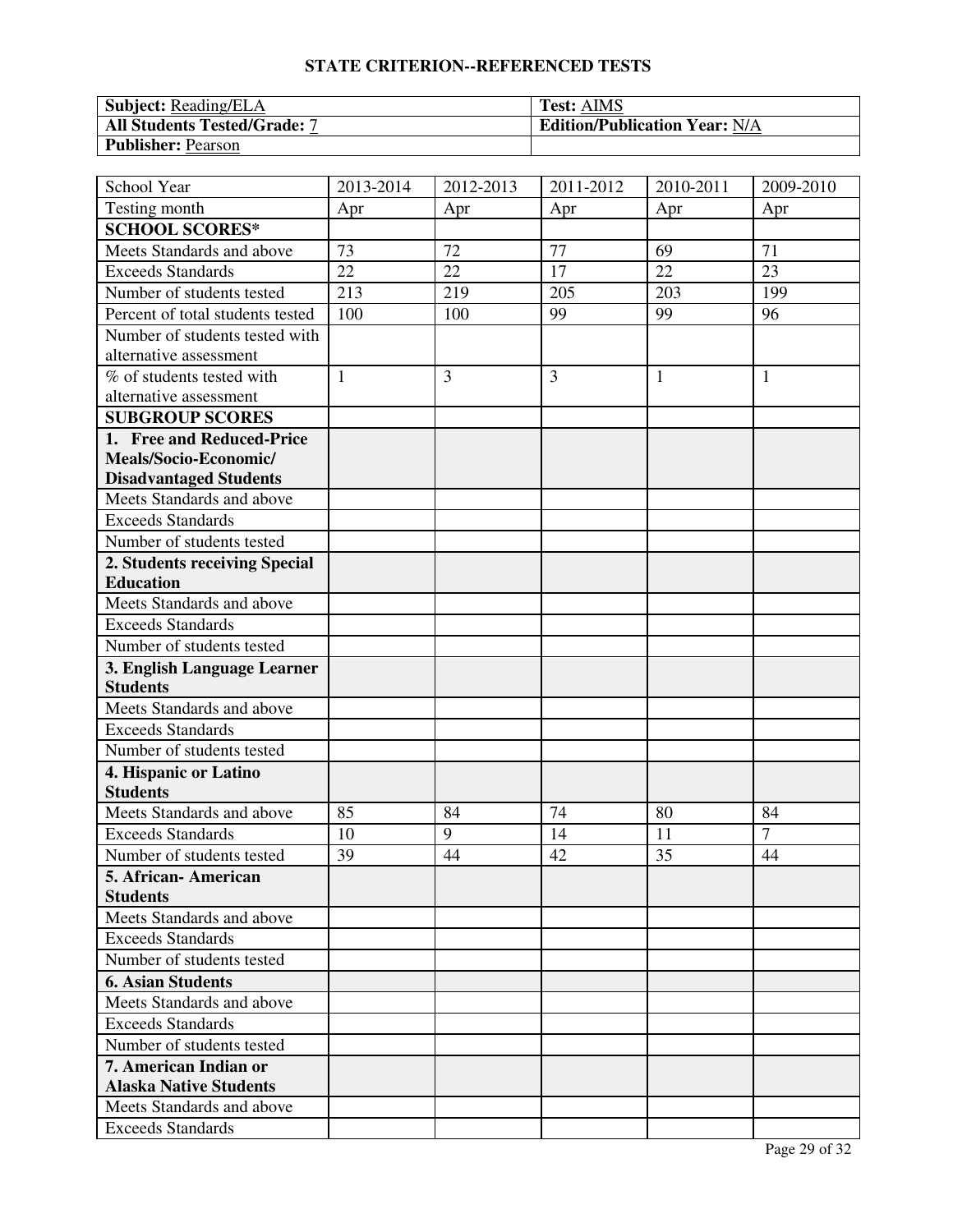**STATE CRITERION--REFERENCED TESTS**

| **Subject:** Reading/ELA | **Test:** AIMS |
|---|---|
| **All Students Tested/Grade:** 7 | **Edition/Publication Year:** N/A |
| **Publisher:** Pearson | |

| School Year | 2013-2014 | 2012-2013 | 2011-2012 | 2010-2011 | 2009-2010 |
|---|---|---|---|---|---|
| Testing month | Apr | Apr | Apr | Apr | Apr |
| **SCHOOL SCORES*** | | | | | |
| Meets Standards and above | 73 | 72 | 77 | 69 | 71 |
| Exceeds Standards | 22 | 22 | 17 | 22 | 23 |
| Number of students tested | 213 | 219 | 205 | 203 | 199 |
| Percent of total students tested | 100 | 100 | 99 | 99 | 96 |
| Number of students tested with alternative assessment | | | | | |
| % of students tested with alternative assessment | 1 | 3 | 3 | 1 | 1 |
| **SUBGROUP SCORES** | | | | | |
| **1. Free and Reduced-Price Meals/Socio-Economic/ Disadvantaged Students** | | | | | |
| Meets Standards and above | | | | | |
| Exceeds Standards | | | | | |
| Number of students tested | | | | | |
| **2. Students receiving Special Education** | | | | | |
| Meets Standards and above | | | | | |
| Exceeds Standards | | | | | |
| Number of students tested | | | | | |
| **3. English Language Learner Students** | | | | | |
| Meets Standards and above | | | | | |
| Exceeds Standards | | | | | |
| Number of students tested | | | | | |
| **4. Hispanic or Latino Students** | | | | | |
| Meets Standards and above | 85 | 84 | 74 | 80 | 84 |
| Exceeds Standards | 10 | 9 | 14 | 11 | 7 |
| Number of students tested | 39 | 44 | 42 | 35 | 44 |
| **5. African- American Students** | | | | | |
| Meets Standards and above | | | | | |
| Exceeds Standards | | | | | |
| Number of students tested | | | | | |
| **6. Asian Students** | | | | | |
| Meets Standards and above | | | | | |
| Exceeds Standards | | | | | |
| Number of students tested | | | | | |
| **7. American Indian or Alaska Native Students** | | | | | |
| Meets Standards and above | | | | | |
| Exceeds Standards | | | | | |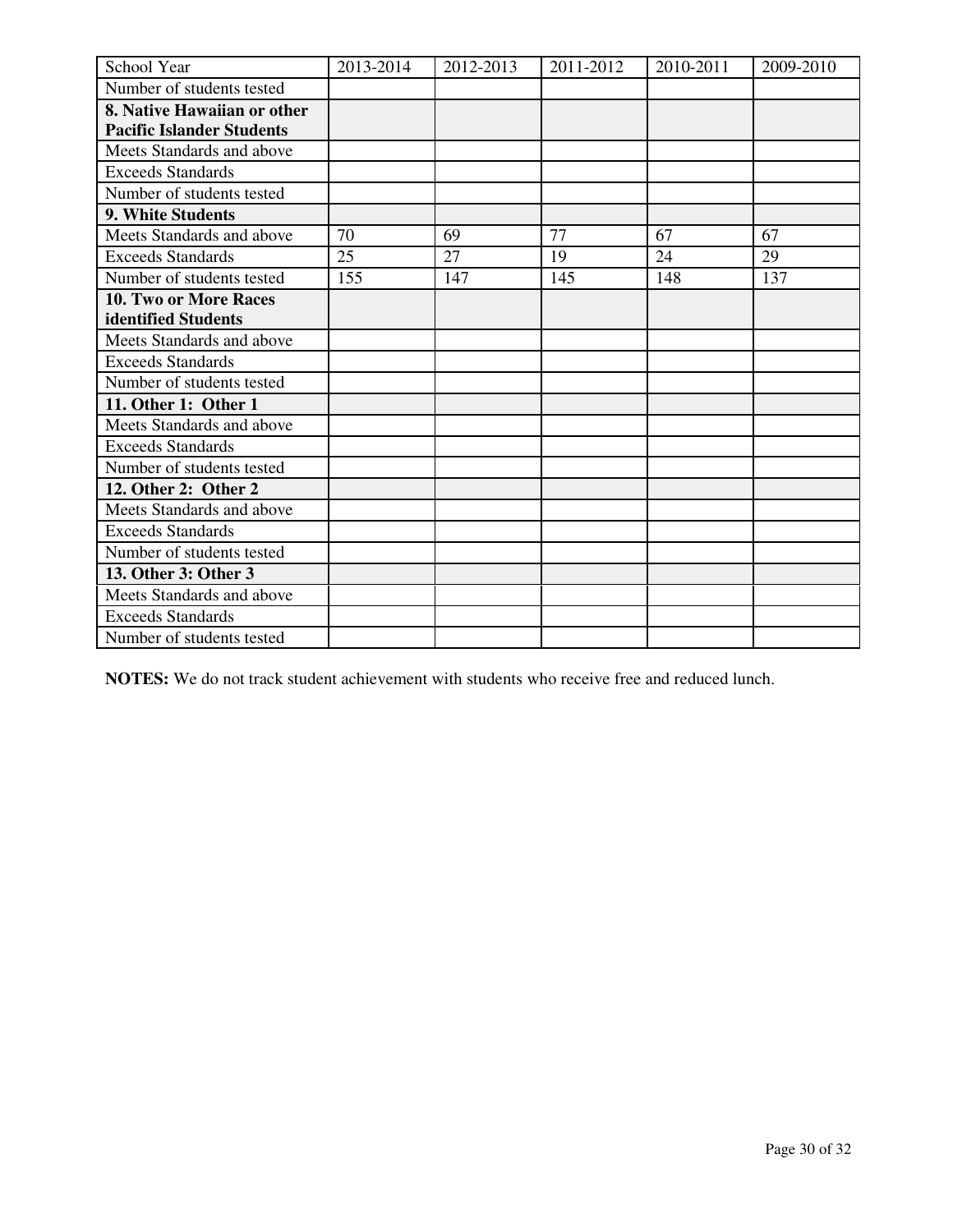| School Year | 2013-2014 | 2012-2013 | 2011-2012 | 2010-2011 | 2009-2010 |
|---|---|---|---|---|---|
| Number of students tested | | | | | |
| **8. Native Hawaiian or other Pacific Islander Students** | | | | | |
| Meets Standards and above | | | | | |
| Exceeds Standards | | | | | |
| Number of students tested | | | | | |
| **9. White Students** | | | | | |
| Meets Standards and above | 70 | 69 | 77 | 67 | 67 |
| Exceeds Standards | 25 | 27 | 19 | 24 | 29 |
| Number of students tested | 155 | 147 | 145 | 148 | 137 |
| **10. Two or More Races identified Students** | | | | | |
| Meets Standards and above | | | | | |
| Exceeds Standards | | | | | |
| Number of students tested | | | | | |
| **11. Other 1: Other 1** | | | | | |
| Meets Standards and above | | | | | |
| Exceeds Standards | | | | | |
| Number of students tested | | | | | |
| **12. Other 2: Other 2** | | | | | |
| Meets Standards and above | | | | | |
| Exceeds Standards | | | | | |
| Number of students tested | | | | | |
| **13. Other 3: Other 3** | | | | | |
| Meets Standards and above | | | | | |
| Exceeds Standards | | | | | |
| Number of students tested | | | | | |

**NOTES:** We do not track student achievement with students who receive free and reduced lunch.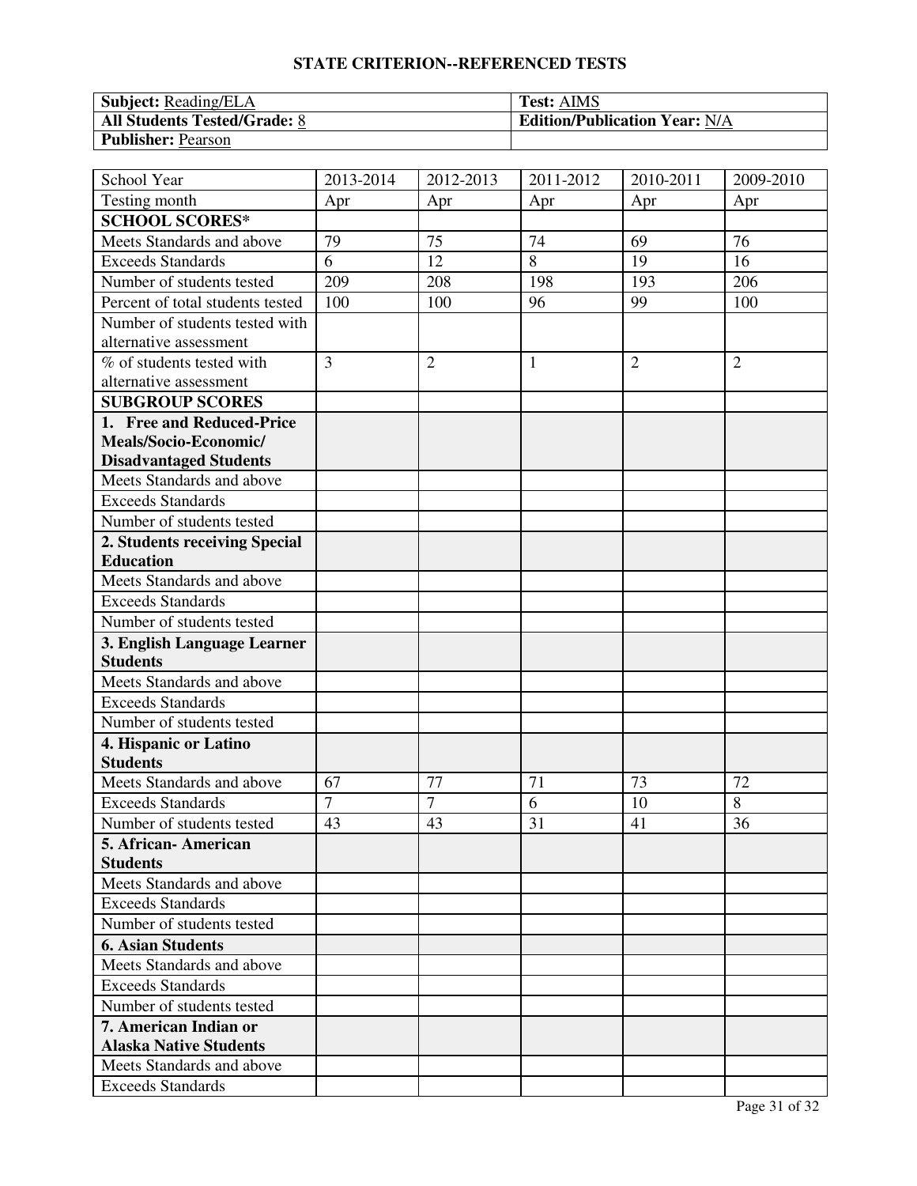## STATE CRITERION--REFERENCED TESTS

| **Subject:** Reading/ELA | **Test:** AIMS |
|---|---|
| **All Students Tested/Grade:** 8 | **Edition/Publication Year:** N/A |
| **Publisher:** Pearson | |

| School Year | 2013-2014 | 2012-2013 | 2011-2012 | 2010-2011 | 2009-2010 |
|---|---|---|---|---|---|
| Testing month | Apr | Apr | Apr | Apr | Apr |
| **SCHOOL SCORES*** | | | | | |
| Meets Standards and above | 79 | 75 | 74 | 69 | 76 |
| Exceeds Standards | 6 | 12 | 8 | 19 | 16 |
| Number of students tested | 209 | 208 | 198 | 193 | 206 |
| Percent of total students tested | 100 | 100 | 96 | 99 | 100 |
| Number of students tested with alternative assessment | | | | | |
| % of students tested with alternative assessment | 3 | 2 | 1 | 2 | 2 |
| **SUBGROUP SCORES** | | | | | |
| **1. Free and Reduced-Price Meals/Socio-Economic/ Disadvantaged Students** | | | | | |
| Meets Standards and above | | | | | |
| Exceeds Standards | | | | | |
| Number of students tested | | | | | |
| **2. Students receiving Special Education** | | | | | |
| Meets Standards and above | | | | | |
| Exceeds Standards | | | | | |
| Number of students tested | | | | | |
| **3. English Language Learner Students** | | | | | |
| Meets Standards and above | | | | | |
| Exceeds Standards | | | | | |
| Number of students tested | | | | | |
| **4. Hispanic or Latino Students** | | | | | |
| Meets Standards and above | 67 | 77 | 71 | 73 | 72 |
| Exceeds Standards | 7 | 7 | 6 | 10 | 8 |
| Number of students tested | 43 | 43 | 31 | 41 | 36 |
| **5. African- American Students** | | | | | |
| Meets Standards and above | | | | | |
| Exceeds Standards | | | | | |
| Number of students tested | | | | | |
| **6. Asian Students** | | | | | |
| Meets Standards and above | | | | | |
| Exceeds Standards | | | | | |
| Number of students tested | | | | | |
| **7. American Indian or Alaska Native Students** | | | | | |
| Meets Standards and above | | | | | |
| Exceeds Standards | | | | | |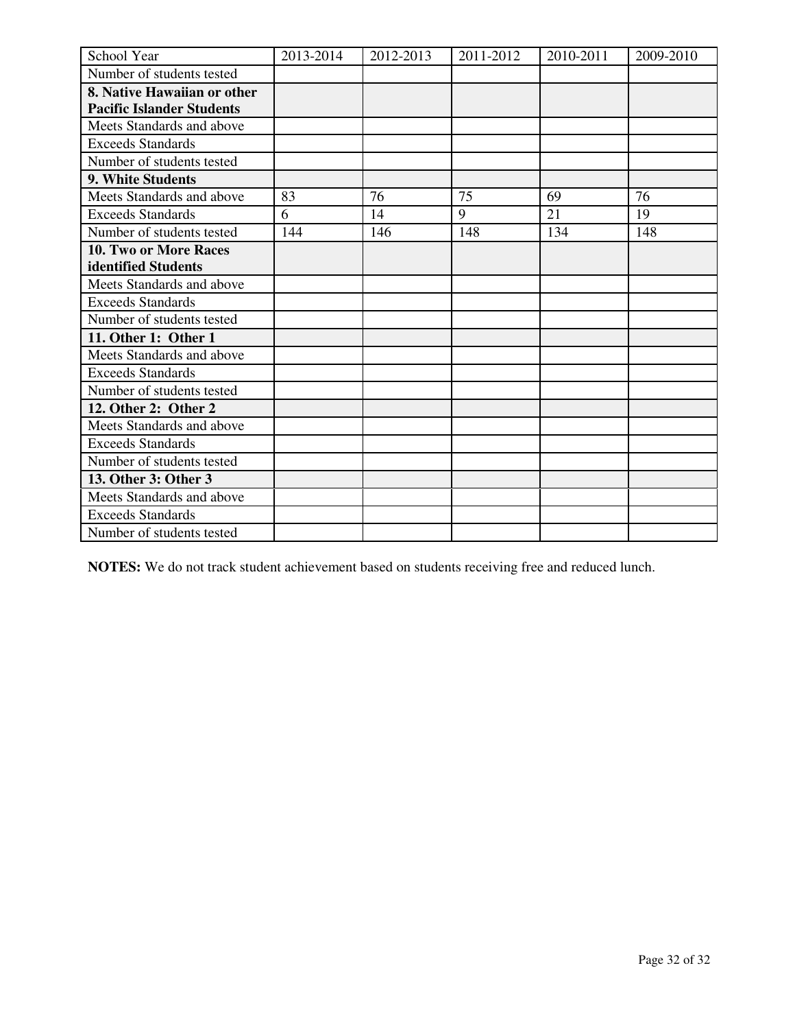| School Year | 2013-2014 | 2012-2013 | 2011-2012 | 2010-2011 | 2009-2010 |
|---|---|---|---|---|---|
| Number of students tested | | | | | |
| **8. Native Hawaiian or other Pacific Islander Students** | | | | | |
| Meets Standards and above | | | | | |
| Exceeds Standards | | | | | |
| Number of students tested | | | | | |
| **9. White Students** | | | | | |
| Meets Standards and above | 83 | 76 | 75 | 69 | 76 |
| Exceeds Standards | 6 | 14 | 9 | 21 | 19 |
| Number of students tested | 144 | 146 | 148 | 134 | 148 |
| **10. Two or More Races identified Students** | | | | | |
| Meets Standards and above | | | | | |
| Exceeds Standards | | | | | |
| Number of students tested | | | | | |
| **11. Other 1: Other 1** | | | | | |
| Meets Standards and above | | | | | |
| Exceeds Standards | | | | | |
| Number of students tested | | | | | |
| **12. Other 2: Other 2** | | | | | |
| Meets Standards and above | | | | | |
| Exceeds Standards | | | | | |
| Number of students tested | | | | | |
| **13. Other 3: Other 3** | | | | | |
| Meets Standards and above | | | | | |
| Exceeds Standards | | | | | |
| Number of students tested | | | | | |

**NOTES:** We do not track student achievement based on students receiving free and reduced lunch.